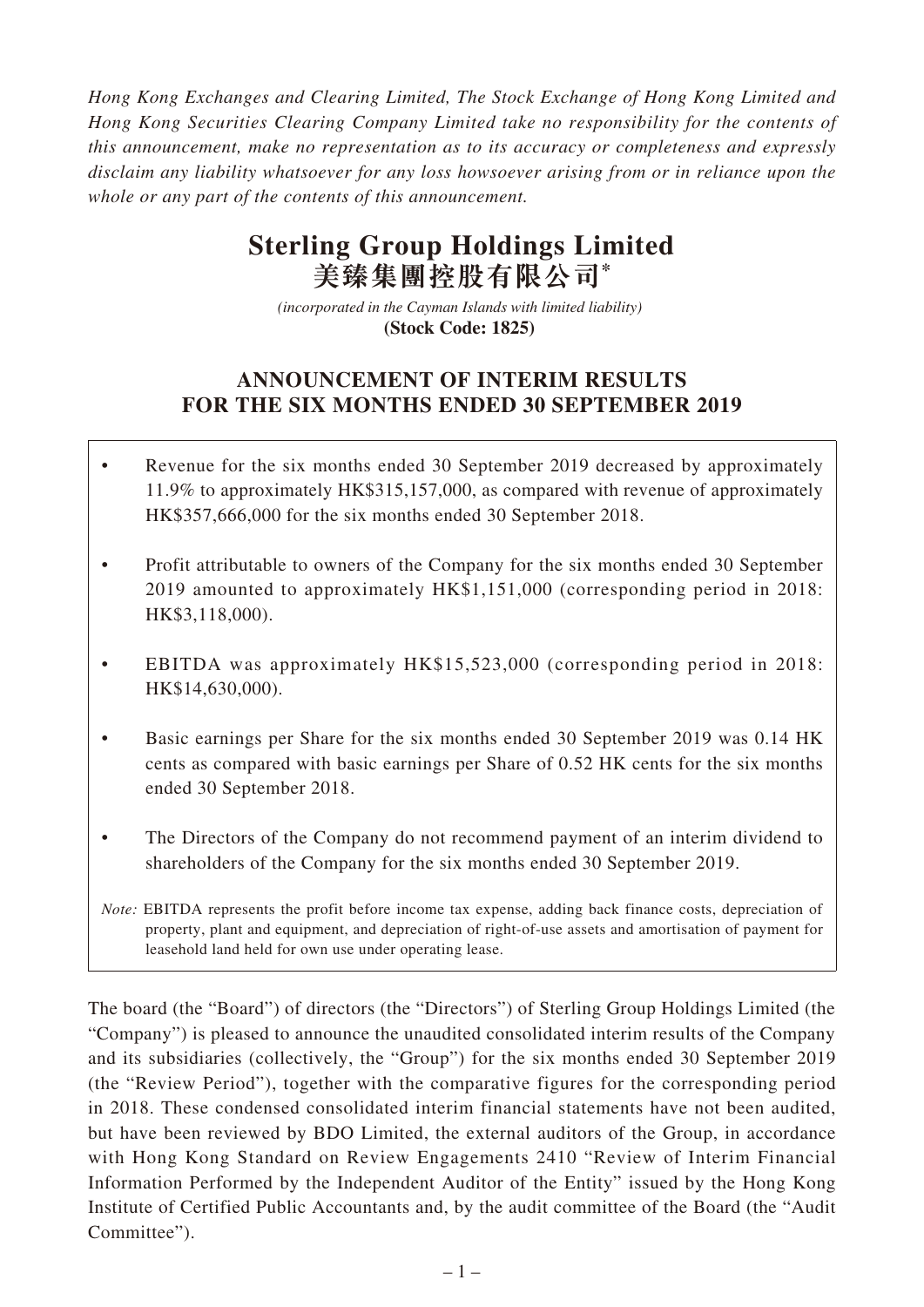*Hong Kong Exchanges and Clearing Limited, The Stock Exchange of Hong Kong Limited and Hong Kong Securities Clearing Company Limited take no responsibility for the contents of this announcement, make no representation as to its accuracy or completeness and expressly disclaim any liability whatsoever for any loss howsoever arising from or in reliance upon the whole or any part of the contents of this announcement.*

# Sterling Group Holdings Limited
# 美臻集團控股有限公司*

*(incorporated in the Cayman Islands with limited liability)*
**(Stock Code: 1825)**

## ANNOUNCEMENT OF INTERIM RESULTS FOR THE SIX MONTHS ENDED 30 SEPTEMBER 2019

- Revenue for the six months ended 30 September 2019 decreased by approximately 11.9% to approximately HK$315,157,000, as compared with revenue of approximately HK$357,666,000 for the six months ended 30 September 2018.
- Profit attributable to owners of the Company for the six months ended 30 September 2019 amounted to approximately HK$1,151,000 (corresponding period in 2018: HK$3,118,000).
- EBITDA was approximately HK$15,523,000 (corresponding period in 2018: HK$14,630,000).
- Basic earnings per Share for the six months ended 30 September 2019 was 0.14 HK cents as compared with basic earnings per Share of 0.52 HK cents for the six months ended 30 September 2018.
- The Directors of the Company do not recommend payment of an interim dividend to shareholders of the Company for the six months ended 30 September 2019.

*Note:* EBITDA represents the profit before income tax expense, adding back finance costs, depreciation of property, plant and equipment, and depreciation of right-of-use assets and amortisation of payment for leasehold land held for own use under operating lease.

The board (the "Board") of directors (the "Directors") of Sterling Group Holdings Limited (the "Company") is pleased to announce the unaudited consolidated interim results of the Company and its subsidiaries (collectively, the "Group") for the six months ended 30 September 2019 (the "Review Period"), together with the comparative figures for the corresponding period in 2018. These condensed consolidated interim financial statements have not been audited, but have been reviewed by BDO Limited, the external auditors of the Group, in accordance with Hong Kong Standard on Review Engagements 2410 "Review of Interim Financial Information Performed by the Independent Auditor of the Entity" issued by the Hong Kong Institute of Certified Public Accountants and, by the audit committee of the Board (the "Audit Committee").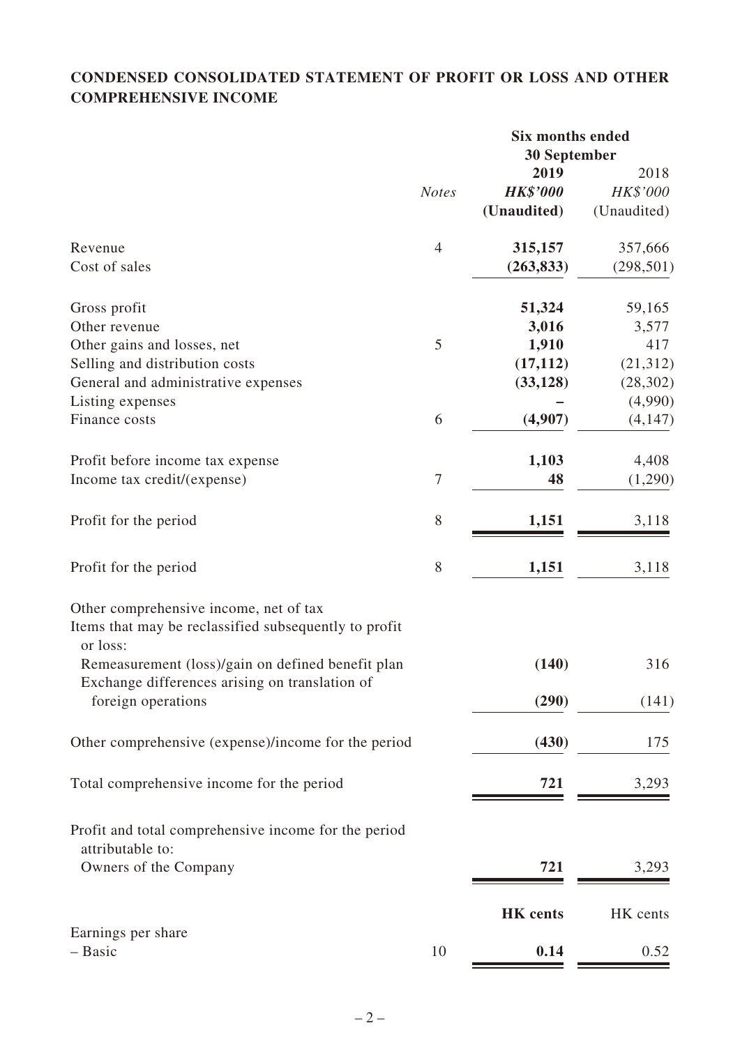## CONDENSED CONSOLIDATED STATEMENT OF PROFIT OR LOSS AND OTHER COMPREHENSIVE INCOME

| | *Notes* | **Six months ended 30 September 2019** **_HK$'000_** **(Unaudited)** | **2018** *HK$'000* (Unaudited) |
|---|---|---|---|
| Revenue | 4 | **315,157** | 357,666 |
| Cost of sales | | **(263,833)** | (298,501) |
| Gross profit | | **51,324** | 59,165 |
| Other revenue | | **3,016** | 3,577 |
| Other gains and losses, net | 5 | **1,910** | 417 |
| Selling and distribution costs | | **(17,112)** | (21,312) |
| General and administrative expenses | | **(33,128)** | (28,302) |
| Listing expenses | | **–** | (4,990) |
| Finance costs | 6 | **(4,907)** | (4,147) |
| Profit before income tax expense | | **1,103** | 4,408 |
| Income tax credit/(expense) | 7 | **48** | (1,290) |
| Profit for the period | 8 | **1,151** | 3,118 |
| Profit for the period | 8 | **1,151** | 3,118 |
| Other comprehensive income, net of tax | | | |
| Items that may be reclassified subsequently to profit or loss: | | | |
| Remeasurement (loss)/gain on defined benefit plan | | **(140)** | 316 |
| Exchange differences arising on translation of foreign operations | | **(290)** | (141) |
| Other comprehensive (expense)/income for the period | | **(430)** | 175 |
| Total comprehensive income for the period | | **721** | 3,293 |
| Profit and total comprehensive income for the period attributable to: | | | |
| Owners of the Company | | **721** | 3,293 |
| | | **HK cents** | HK cents |
| Earnings per share | | | |
| – Basic | 10 | **0.14** | 0.52 |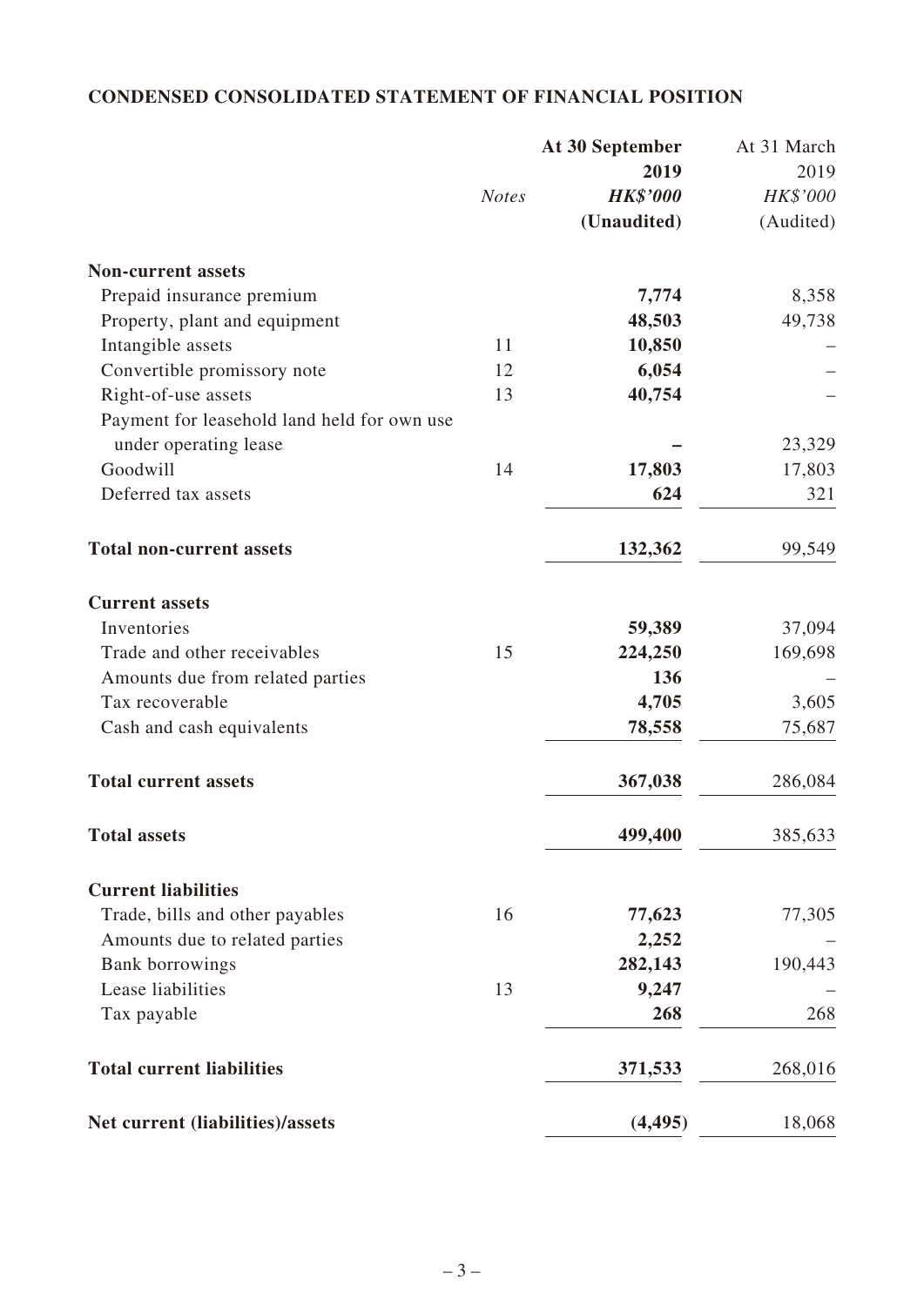## CONDENSED CONSOLIDATED STATEMENT OF FINANCIAL POSITION

| | Notes | At 30 September 2019 HK$'000 (Unaudited) | At 31 March 2019 HK$'000 (Audited) |
|---|---|---|---|
| **Non-current assets** | | | |
| Prepaid insurance premium | | **7,774** | 8,358 |
| Property, plant and equipment | | **48,503** | 49,738 |
| Intangible assets | 11 | **10,850** | – |
| Convertible promissory note | 12 | **6,054** | – |
| Right-of-use assets | 13 | **40,754** | – |
| Payment for leasehold land held for own use under operating lease | | **–** | 23,329 |
| Goodwill | 14 | **17,803** | 17,803 |
| Deferred tax assets | | **624** | 321 |
| **Total non-current assets** | | **132,362** | 99,549 |
| **Current assets** | | | |
| Inventories | | **59,389** | 37,094 |
| Trade and other receivables | 15 | **224,250** | 169,698 |
| Amounts due from related parties | | **136** | – |
| Tax recoverable | | **4,705** | 3,605 |
| Cash and cash equivalents | | **78,558** | 75,687 |
| **Total current assets** | | **367,038** | 286,084 |
| **Total assets** | | **499,400** | 385,633 |
| **Current liabilities** | | | |
| Trade, bills and other payables | 16 | **77,623** | 77,305 |
| Amounts due to related parties | | **2,252** | – |
| Bank borrowings | | **282,143** | 190,443 |
| Lease liabilities | 13 | **9,247** | – |
| Tax payable | | **268** | 268 |
| **Total current liabilities** | | **371,533** | 268,016 |
| **Net current (liabilities)/assets** | | **(4,495)** | 18,068 |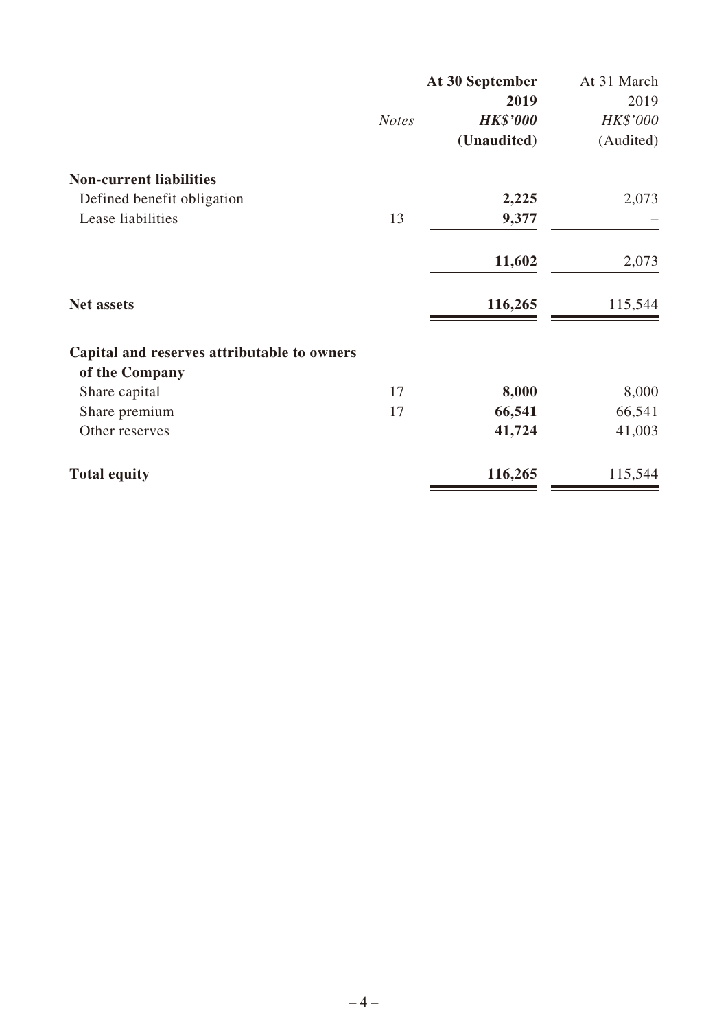| | *Notes* | **At 30 September 2019** ***HK$'000*** **(Unaudited)** | At 31 March 2019 *HK$'000* (Audited) |
|---|---|---|---|
| **Non-current liabilities** | | | |
| Defined benefit obligation | | **2,225** | 2,073 |
| Lease liabilities | 13 | **9,377** | – |
| | | **11,602** | 2,073 |
| **Net assets** | | **116,265** | 115,544 |
| **Capital and reserves attributable to owners of the Company** | | | |
| Share capital | 17 | **8,000** | 8,000 |
| Share premium | 17 | **66,541** | 66,541 |
| Other reserves | | **41,724** | 41,003 |
| **Total equity** | | **116,265** | 115,544 |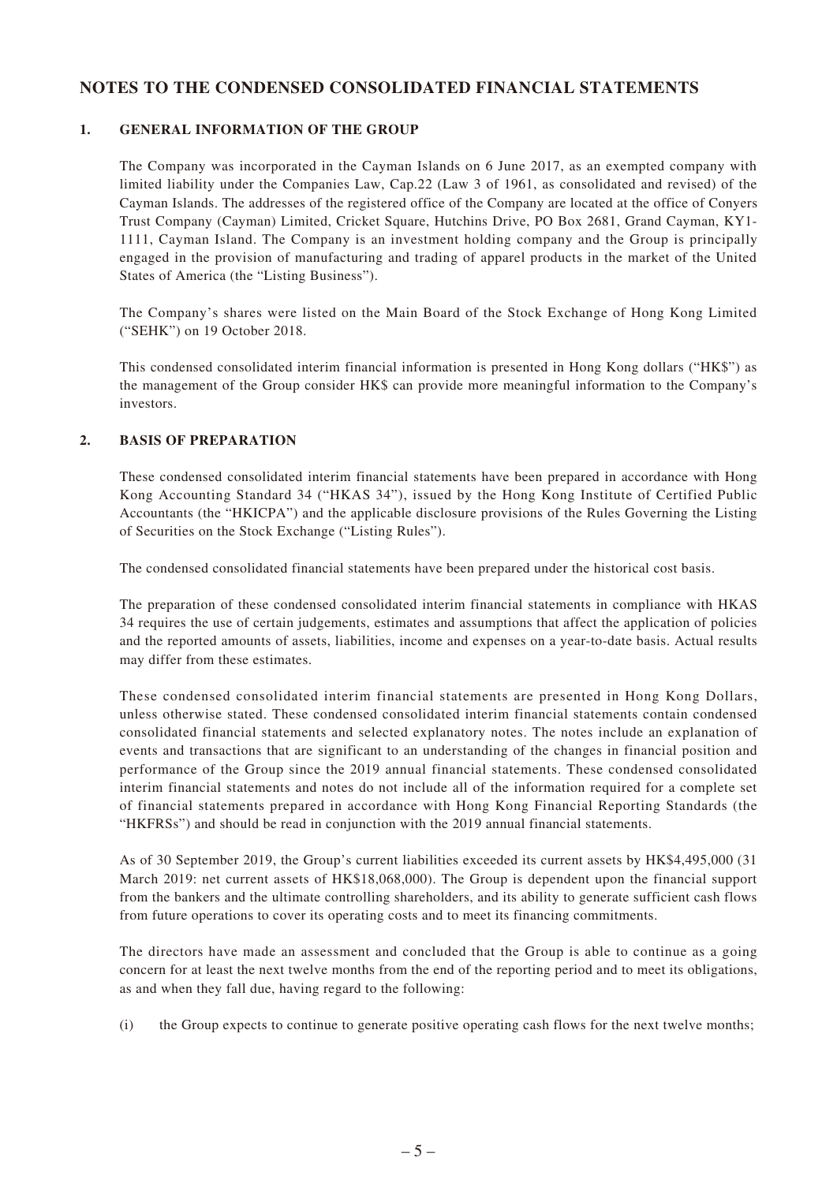# NOTES TO THE CONDENSED CONSOLIDATED FINANCIAL STATEMENTS

## 1. GENERAL INFORMATION OF THE GROUP

The Company was incorporated in the Cayman Islands on 6 June 2017, as an exempted company with limited liability under the Companies Law, Cap.22 (Law 3 of 1961, as consolidated and revised) of the Cayman Islands. The addresses of the registered office of the Company are located at the office of Conyers Trust Company (Cayman) Limited, Cricket Square, Hutchins Drive, PO Box 2681, Grand Cayman, KY1-1111, Cayman Island. The Company is an investment holding company and the Group is principally engaged in the provision of manufacturing and trading of apparel products in the market of the United States of America (the "Listing Business").

The Company's shares were listed on the Main Board of the Stock Exchange of Hong Kong Limited ("SEHK") on 19 October 2018.

This condensed consolidated interim financial information is presented in Hong Kong dollars ("HK$") as the management of the Group consider HK$ can provide more meaningful information to the Company's investors.

## 2. BASIS OF PREPARATION

These condensed consolidated interim financial statements have been prepared in accordance with Hong Kong Accounting Standard 34 ("HKAS 34"), issued by the Hong Kong Institute of Certified Public Accountants (the "HKICPA") and the applicable disclosure provisions of the Rules Governing the Listing of Securities on the Stock Exchange ("Listing Rules").

The condensed consolidated financial statements have been prepared under the historical cost basis.

The preparation of these condensed consolidated interim financial statements in compliance with HKAS 34 requires the use of certain judgements, estimates and assumptions that affect the application of policies and the reported amounts of assets, liabilities, income and expenses on a year-to-date basis. Actual results may differ from these estimates.

These condensed consolidated interim financial statements are presented in Hong Kong Dollars, unless otherwise stated. These condensed consolidated interim financial statements contain condensed consolidated financial statements and selected explanatory notes. The notes include an explanation of events and transactions that are significant to an understanding of the changes in financial position and performance of the Group since the 2019 annual financial statements. These condensed consolidated interim financial statements and notes do not include all of the information required for a complete set of financial statements prepared in accordance with Hong Kong Financial Reporting Standards (the "HKFRSs") and should be read in conjunction with the 2019 annual financial statements.

As of 30 September 2019, the Group's current liabilities exceeded its current assets by HK$4,495,000 (31 March 2019: net current assets of HK$18,068,000). The Group is dependent upon the financial support from the bankers and the ultimate controlling shareholders, and its ability to generate sufficient cash flows from future operations to cover its operating costs and to meet its financing commitments.

The directors have made an assessment and concluded that the Group is able to continue as a going concern for at least the next twelve months from the end of the reporting period and to meet its obligations, as and when they fall due, having regard to the following:

(i) the Group expects to continue to generate positive operating cash flows for the next twelve months;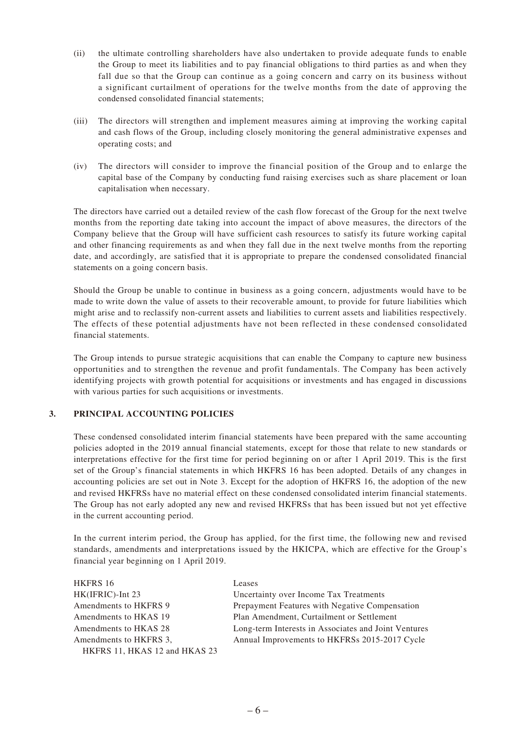(ii) the ultimate controlling shareholders have also undertaken to provide adequate funds to enable the Group to meet its liabilities and to pay financial obligations to third parties as and when they fall due so that the Group can continue as a going concern and carry on its business without a significant curtailment of operations for the twelve months from the date of approving the condensed consolidated financial statements;

(iii) The directors will strengthen and implement measures aiming at improving the working capital and cash flows of the Group, including closely monitoring the general administrative expenses and operating costs; and

(iv) The directors will consider to improve the financial position of the Group and to enlarge the capital base of the Company by conducting fund raising exercises such as share placement or loan capitalisation when necessary.

The directors have carried out a detailed review of the cash flow forecast of the Group for the next twelve months from the reporting date taking into account the impact of above measures, the directors of the Company believe that the Group will have sufficient cash resources to satisfy its future working capital and other financing requirements as and when they fall due in the next twelve months from the reporting date, and accordingly, are satisfied that it is appropriate to prepare the condensed consolidated financial statements on a going concern basis.

Should the Group be unable to continue in business as a going concern, adjustments would have to be made to write down the value of assets to their recoverable amount, to provide for future liabilities which might arise and to reclassify non-current assets and liabilities to current assets and liabilities respectively. The effects of these potential adjustments have not been reflected in these condensed consolidated financial statements.

The Group intends to pursue strategic acquisitions that can enable the Company to capture new business opportunities and to strengthen the revenue and profit fundamentals. The Company has been actively identifying projects with growth potential for acquisitions or investments and has engaged in discussions with various parties for such acquisitions or investments.

## 3. PRINCIPAL ACCOUNTING POLICIES

These condensed consolidated interim financial statements have been prepared with the same accounting policies adopted in the 2019 annual financial statements, except for those that relate to new standards or interpretations effective for the first time for period beginning on or after 1 April 2019. This is the first set of the Group's financial statements in which HKFRS 16 has been adopted. Details of any changes in accounting policies are set out in Note 3. Except for the adoption of HKFRS 16, the adoption of the new and revised HKFRSs have no material effect on these condensed consolidated interim financial statements. The Group has not early adopted any new and revised HKFRSs that has been issued but not yet effective in the current accounting period.

In the current interim period, the Group has applied, for the first time, the following new and revised standards, amendments and interpretations issued by the HKICPA, which are effective for the Group's financial year beginning on 1 April 2019.

| | |
|---|---|
| HKFRS 16 | Leases |
| HK(IFRIC)-Int 23 | Uncertainty over Income Tax Treatments |
| Amendments to HKFRS 9 | Prepayment Features with Negative Compensation |
| Amendments to HKAS 19 | Plan Amendment, Curtailment or Settlement |
| Amendments to HKAS 28 | Long-term Interests in Associates and Joint Ventures |
| Amendments to HKFRS 3, HKFRS 11, HKAS 12 and HKAS 23 | Annual Improvements to HKFRSs 2015-2017 Cycle |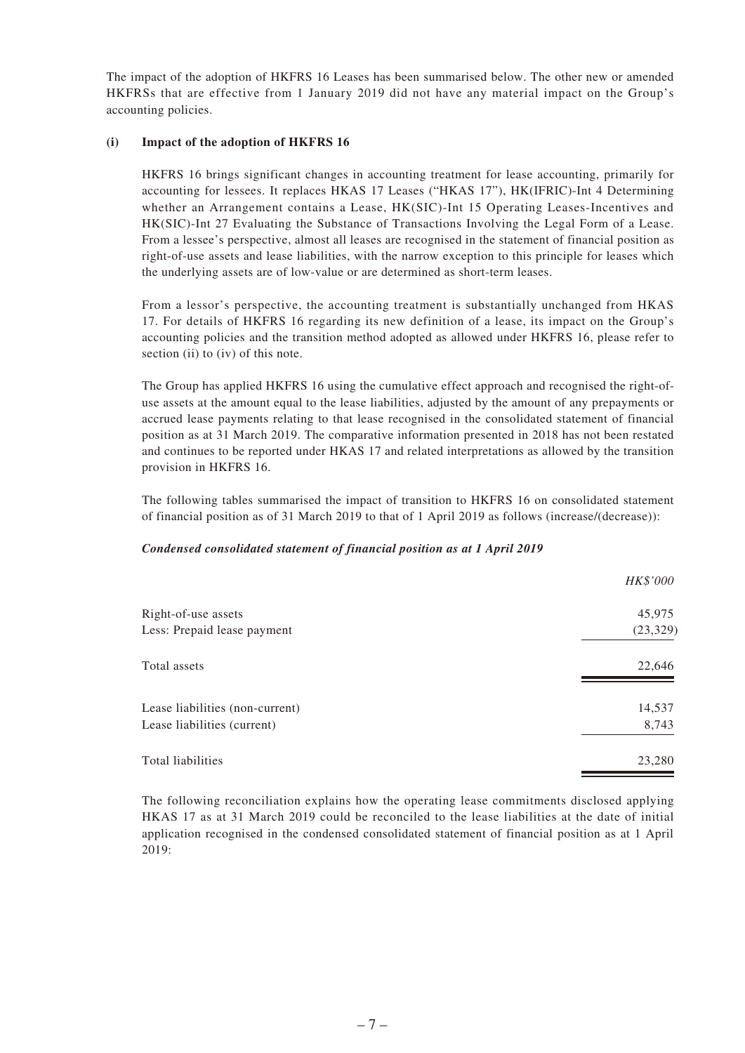The impact of the adoption of HKFRS 16 Leases has been summarised below. The other new or amended HKFRSs that are effective from 1 January 2019 did not have any material impact on the Group's accounting policies.

**(i) Impact of the adoption of HKFRS 16**

HKFRS 16 brings significant changes in accounting treatment for lease accounting, primarily for accounting for lessees. It replaces HKAS 17 Leases ("HKAS 17"), HK(IFRIC)-Int 4 Determining whether an Arrangement contains a Lease, HK(SIC)-Int 15 Operating Leases-Incentives and HK(SIC)-Int 27 Evaluating the Substance of Transactions Involving the Legal Form of a Lease. From a lessee's perspective, almost all leases are recognised in the statement of financial position as right-of-use assets and lease liabilities, with the narrow exception to this principle for leases which the underlying assets are of low-value or are determined as short-term leases.

From a lessor's perspective, the accounting treatment is substantially unchanged from HKAS 17. For details of HKFRS 16 regarding its new definition of a lease, its impact on the Group's accounting policies and the transition method adopted as allowed under HKFRS 16, please refer to section (ii) to (iv) of this note.

The Group has applied HKFRS 16 using the cumulative effect approach and recognised the right-of-use assets at the amount equal to the lease liabilities, adjusted by the amount of any prepayments or accrued lease payments relating to that lease recognised in the consolidated statement of financial position as at 31 March 2019. The comparative information presented in 2018 has not been restated and continues to be reported under HKAS 17 and related interpretations as allowed by the transition provision in HKFRS 16.

The following tables summarised the impact of transition to HKFRS 16 on consolidated statement of financial position as of 31 March 2019 to that of 1 April 2019 as follows (increase/(decrease)):

***Condensed consolidated statement of financial position as at 1 April 2019***

| | *HK$'000* |
|---|---|
| Right-of-use assets | 45,975 |
| Less: Prepaid lease payment | (23,329) |
| Total assets | 22,646 |
| Lease liabilities (non-current) | 14,537 |
| Lease liabilities (current) | 8,743 |
| Total liabilities | 23,280 |

The following reconciliation explains how the operating lease commitments disclosed applying HKAS 17 as at 31 March 2019 could be reconciled to the lease liabilities at the date of initial application recognised in the condensed consolidated statement of financial position as at 1 April 2019: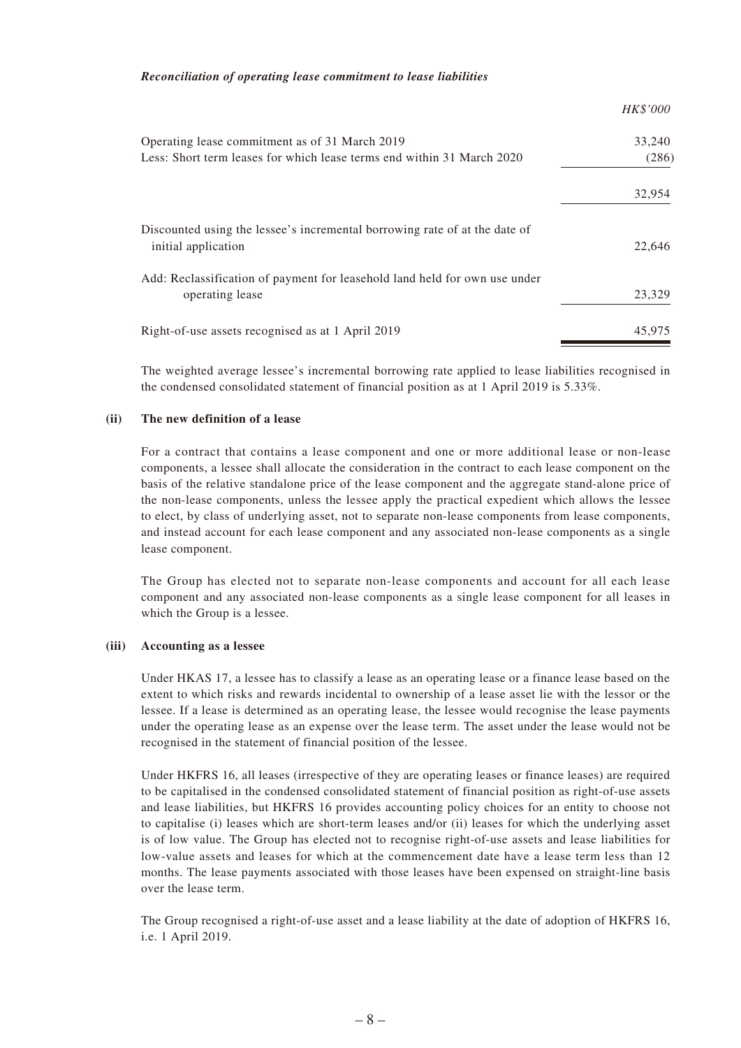***Reconciliation of operating lease commitment to lease liabilities***

| | *HK$'000* |
|---|---|
| Operating lease commitment as of 31 March 2019 | 33,240 |
| Less: Short term leases for which lease terms end within 31 March 2020 | (286) |
| | 32,954 |
| Discounted using the lessee's incremental borrowing rate of at the date of initial application | 22,646 |
| Add: Reclassification of payment for leasehold land held for own use under operating lease | 23,329 |
| Right-of-use assets recognised as at 1 April 2019 | 45,975 |

The weighted average lessee's incremental borrowing rate applied to lease liabilities recognised in the condensed consolidated statement of financial position as at 1 April 2019 is 5.33%.

**(ii) The new definition of a lease**

For a contract that contains a lease component and one or more additional lease or non-lease components, a lessee shall allocate the consideration in the contract to each lease component on the basis of the relative standalone price of the lease component and the aggregate stand-alone price of the non-lease components, unless the lessee apply the practical expedient which allows the lessee to elect, by class of underlying asset, not to separate non-lease components from lease components, and instead account for each lease component and any associated non-lease components as a single lease component.

The Group has elected not to separate non-lease components and account for all each lease component and any associated non-lease components as a single lease component for all leases in which the Group is a lessee.

**(iii) Accounting as a lessee**

Under HKAS 17, a lessee has to classify a lease as an operating lease or a finance lease based on the extent to which risks and rewards incidental to ownership of a lease asset lie with the lessor or the lessee. If a lease is determined as an operating lease, the lessee would recognise the lease payments under the operating lease as an expense over the lease term. The asset under the lease would not be recognised in the statement of financial position of the lessee.

Under HKFRS 16, all leases (irrespective of they are operating leases or finance leases) are required to be capitalised in the condensed consolidated statement of financial position as right-of-use assets and lease liabilities, but HKFRS 16 provides accounting policy choices for an entity to choose not to capitalise (i) leases which are short-term leases and/or (ii) leases for which the underlying asset is of low value. The Group has elected not to recognise right-of-use assets and lease liabilities for low-value assets and leases for which at the commencement date have a lease term less than 12 months. The lease payments associated with those leases have been expensed on straight-line basis over the lease term.

The Group recognised a right-of-use asset and a lease liability at the date of adoption of HKFRS 16, i.e. 1 April 2019.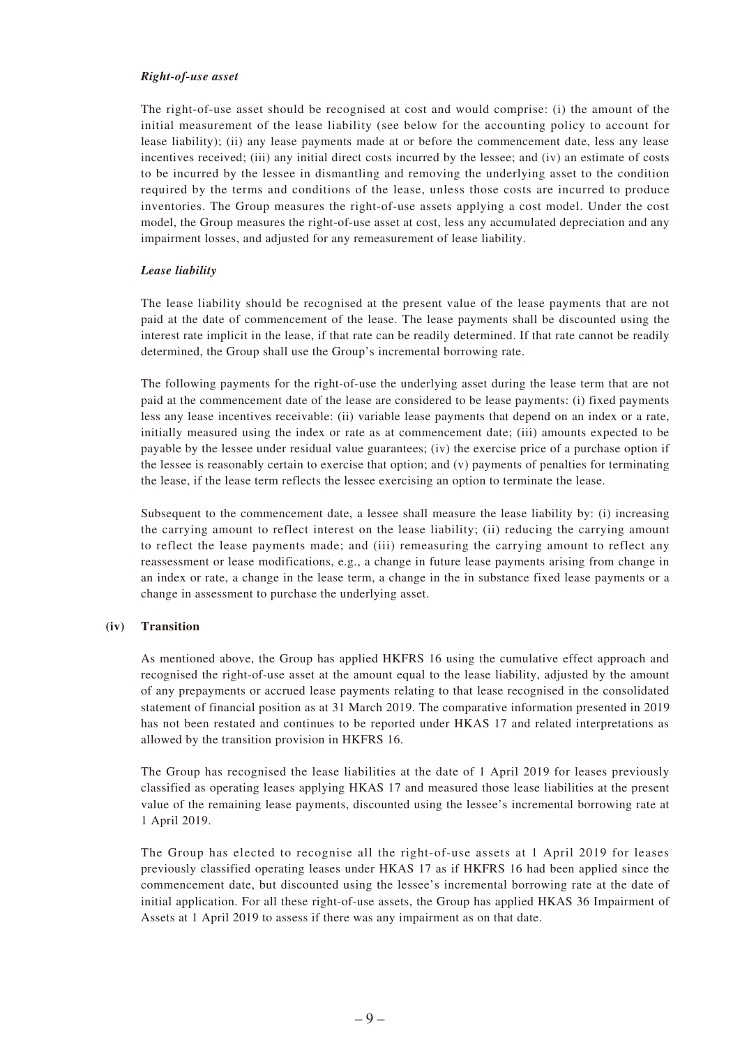***Right-of-use asset***

The right-of-use asset should be recognised at cost and would comprise: (i) the amount of the initial measurement of the lease liability (see below for the accounting policy to account for lease liability); (ii) any lease payments made at or before the commencement date, less any lease incentives received; (iii) any initial direct costs incurred by the lessee; and (iv) an estimate of costs to be incurred by the lessee in dismantling and removing the underlying asset to the condition required by the terms and conditions of the lease, unless those costs are incurred to produce inventories. The Group measures the right-of-use assets applying a cost model. Under the cost model, the Group measures the right-of-use asset at cost, less any accumulated depreciation and any impairment losses, and adjusted for any remeasurement of lease liability.

***Lease liability***

The lease liability should be recognised at the present value of the lease payments that are not paid at the date of commencement of the lease. The lease payments shall be discounted using the interest rate implicit in the lease, if that rate can be readily determined. If that rate cannot be readily determined, the Group shall use the Group's incremental borrowing rate.

The following payments for the right-of-use the underlying asset during the lease term that are not paid at the commencement date of the lease are considered to be lease payments: (i) fixed payments less any lease incentives receivable: (ii) variable lease payments that depend on an index or a rate, initially measured using the index or rate as at commencement date; (iii) amounts expected to be payable by the lessee under residual value guarantees; (iv) the exercise price of a purchase option if the lessee is reasonably certain to exercise that option; and (v) payments of penalties for terminating the lease, if the lease term reflects the lessee exercising an option to terminate the lease.

Subsequent to the commencement date, a lessee shall measure the lease liability by: (i) increasing the carrying amount to reflect interest on the lease liability; (ii) reducing the carrying amount to reflect the lease payments made; and (iii) remeasuring the carrying amount to reflect any reassessment or lease modifications, e.g., a change in future lease payments arising from change in an index or rate, a change in the lease term, a change in the in substance fixed lease payments or a change in assessment to purchase the underlying asset.

**(iv) Transition**

As mentioned above, the Group has applied HKFRS 16 using the cumulative effect approach and recognised the right-of-use asset at the amount equal to the lease liability, adjusted by the amount of any prepayments or accrued lease payments relating to that lease recognised in the consolidated statement of financial position as at 31 March 2019. The comparative information presented in 2019 has not been restated and continues to be reported under HKAS 17 and related interpretations as allowed by the transition provision in HKFRS 16.

The Group has recognised the lease liabilities at the date of 1 April 2019 for leases previously classified as operating leases applying HKAS 17 and measured those lease liabilities at the present value of the remaining lease payments, discounted using the lessee's incremental borrowing rate at 1 April 2019.

The Group has elected to recognise all the right-of-use assets at 1 April 2019 for leases previously classified operating leases under HKAS 17 as if HKFRS 16 had been applied since the commencement date, but discounted using the lessee's incremental borrowing rate at the date of initial application. For all these right-of-use assets, the Group has applied HKAS 36 Impairment of Assets at 1 April 2019 to assess if there was any impairment as on that date.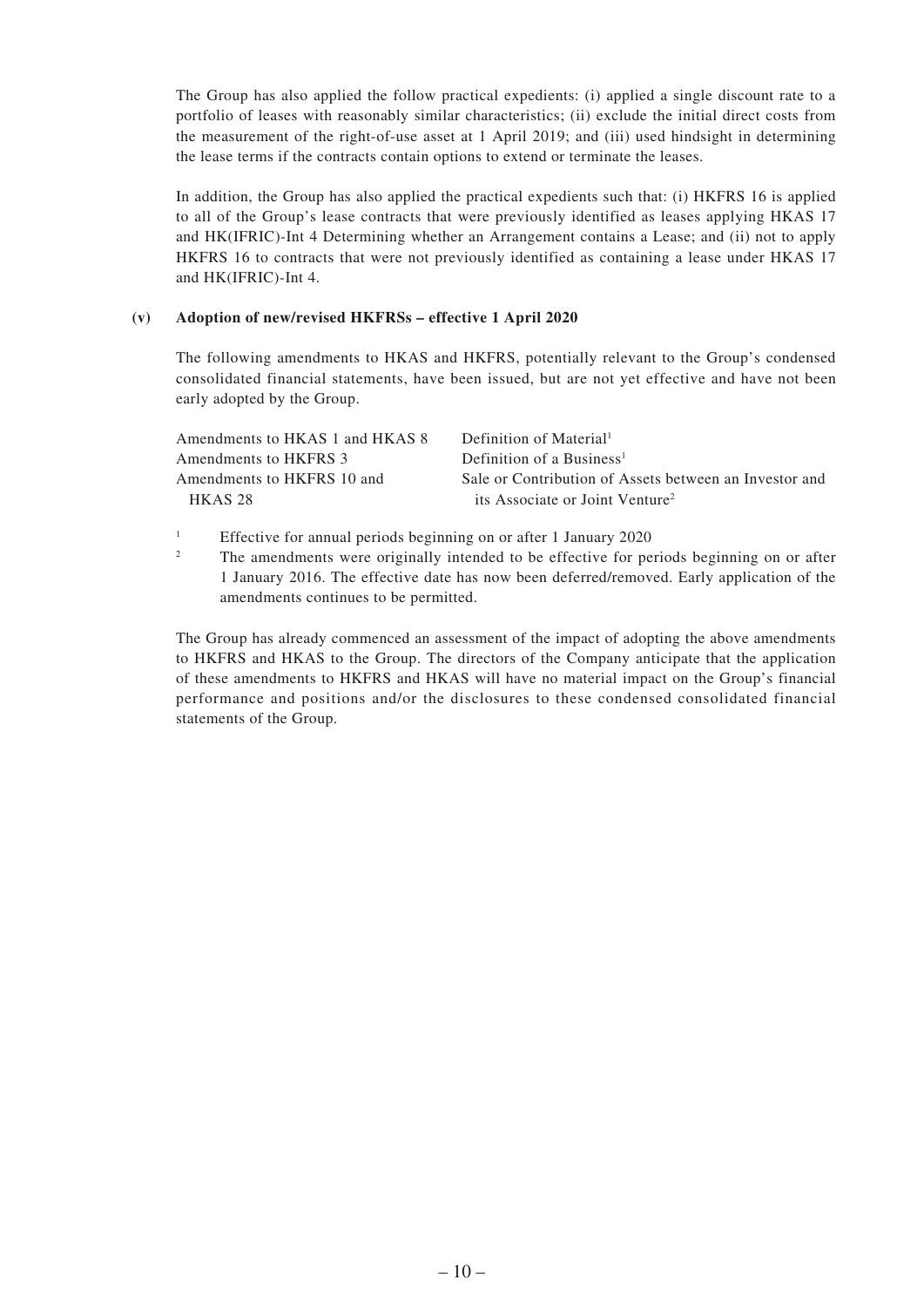The Group has also applied the follow practical expedients: (i) applied a single discount rate to a portfolio of leases with reasonably similar characteristics; (ii) exclude the initial direct costs from the measurement of the right-of-use asset at 1 April 2019; and (iii) used hindsight in determining the lease terms if the contracts contain options to extend or terminate the leases.

In addition, the Group has also applied the practical expedients such that: (i) HKFRS 16 is applied to all of the Group's lease contracts that were previously identified as leases applying HKAS 17 and HK(IFRIC)-Int 4 Determining whether an Arrangement contains a Lease; and (ii) not to apply HKFRS 16 to contracts that were not previously identified as containing a lease under HKAS 17 and HK(IFRIC)-Int 4.

**(v) Adoption of new/revised HKFRSs – effective 1 April 2020**

The following amendments to HKAS and HKFRS, potentially relevant to the Group's condensed consolidated financial statements, have been issued, but are not yet effective and have not been early adopted by the Group.

| | |
|---|---|
| Amendments to HKAS 1 and HKAS 8 | Definition of Material[1] |
| Amendments to HKFRS 3 | Definition of a Business[1] |
| Amendments to HKFRS 10 and HKAS 28 | Sale or Contribution of Assets between an Investor and its Associate or Joint Venture[2] |

[1] Effective for annual periods beginning on or after 1 January 2020

[2] The amendments were originally intended to be effective for periods beginning on or after 1 January 2016. The effective date has now been deferred/removed. Early application of the amendments continues to be permitted.

The Group has already commenced an assessment of the impact of adopting the above amendments to HKFRS and HKAS to the Group. The directors of the Company anticipate that the application of these amendments to HKFRS and HKAS will have no material impact on the Group's financial performance and positions and/or the disclosures to these condensed consolidated financial statements of the Group.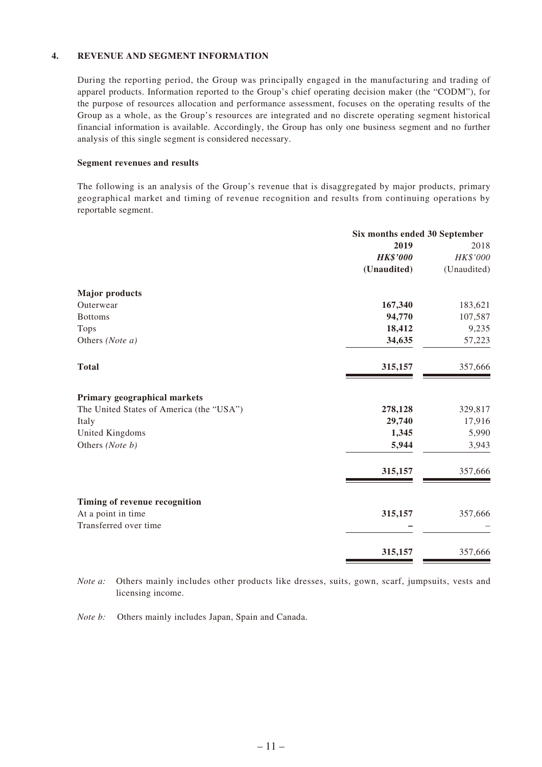**4. REVENUE AND SEGMENT INFORMATION**

During the reporting period, the Group was principally engaged in the manufacturing and trading of apparel products. Information reported to the Group's chief operating decision maker (the "CODM"), for the purpose of resources allocation and performance assessment, focuses on the operating results of the Group as a whole, as the Group's resources are integrated and no discrete operating segment historical financial information is available. Accordingly, the Group has only one business segment and no further analysis of this single segment is considered necessary.

**Segment revenues and results**

The following is an analysis of the Group's revenue that is disaggregated by major products, primary geographical market and timing of revenue recognition and results from continuing operations by reportable segment.

| | Six months ended 30 September | |
|---|---|---|
| | **2019** | 2018 |
| | ***HK$'000*** | *HK$'000* |
| | **(Unaudited)** | (Unaudited) |
| **Major products** | | |
| Outerwear | **167,340** | 183,621 |
| Bottoms | **94,770** | 107,587 |
| Tops | **18,412** | 9,235 |
| Others *(Note a)* | **34,635** | 57,223 |
| **Total** | **315,157** | 357,666 |
| **Primary geographical markets** | | |
| The United States of America (the "USA") | **278,128** | 329,817 |
| Italy | **29,740** | 17,916 |
| United Kingdoms | **1,345** | 5,990 |
| Others *(Note b)* | **5,944** | 3,943 |
| | **315,157** | 357,666 |
| **Timing of revenue recognition** | | |
| At a point in time | **315,157** | 357,666 |
| Transferred over time | **–** | – |
| | **315,157** | 357,666 |

*Note a:* Others mainly includes other products like dresses, suits, gown, scarf, jumpsuits, vests and licensing income.

*Note b:* Others mainly includes Japan, Spain and Canada.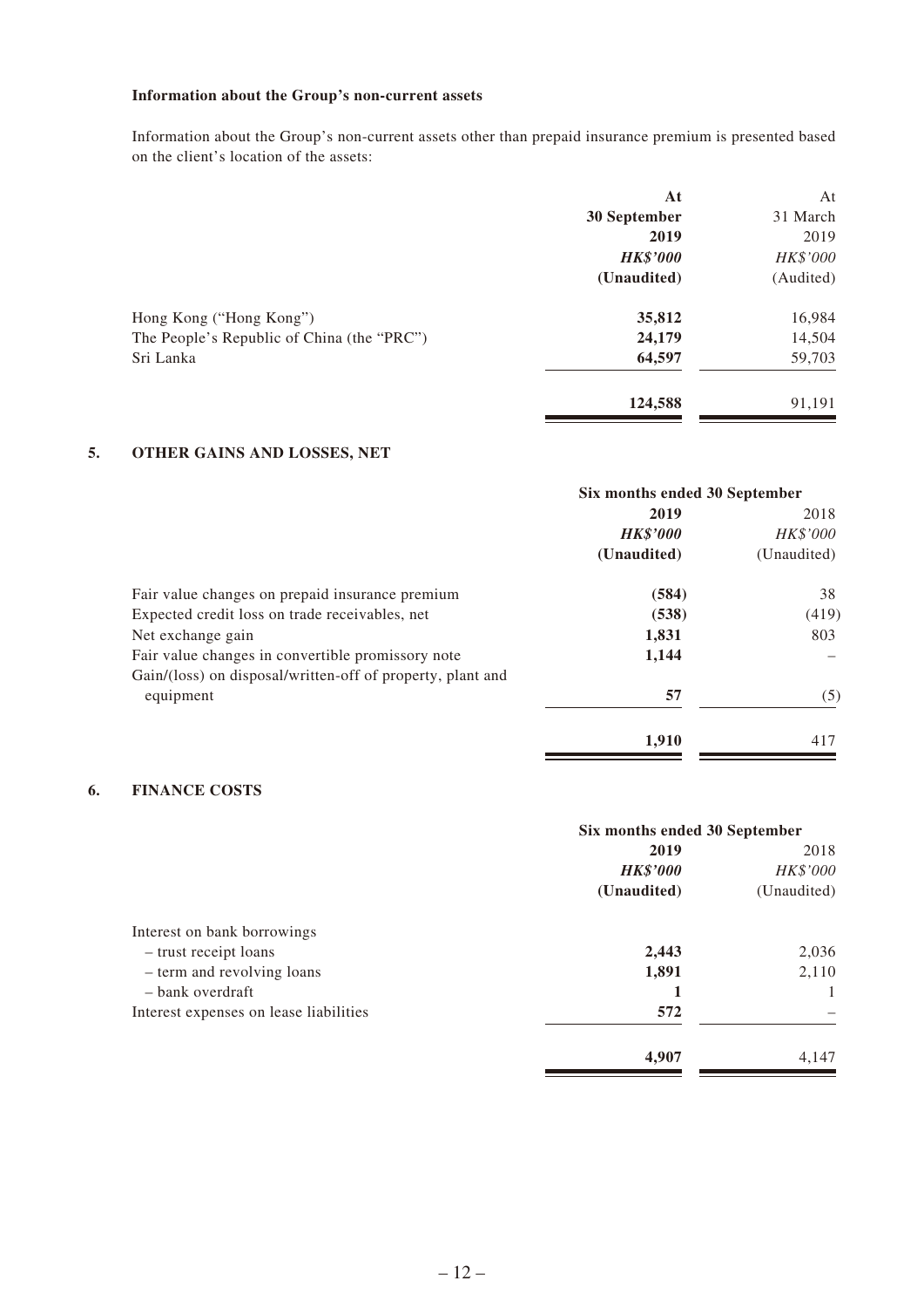**Information about the Group's non-current assets**

Information about the Group's non-current assets other than prepaid insurance premium is presented based on the client's location of the assets:

| | **At 30 September 2019** | At 31 March 2019 |
|---|---|---|
| | ***HK$'000*** | *HK$'000* |
| | **(Unaudited)** | (Audited) |
| Hong Kong ("Hong Kong") | **35,812** | 16,984 |
| The People's Republic of China (the "PRC") | **24,179** | 14,504 |
| Sri Lanka | **64,597** | 59,703 |
| | **124,588** | 91,191 |

## 5. OTHER GAINS AND LOSSES, NET

| | **Six months ended 30 September** | |
|---|---|---|
| | **2019** | 2018 |
| | ***HK$'000*** | *HK$'000* |
| | **(Unaudited)** | (Unaudited) |
| Fair value changes on prepaid insurance premium | **(584)** | 38 |
| Expected credit loss on trade receivables, net | **(538)** | (419) |
| Net exchange gain | **1,831** | 803 |
| Fair value changes in convertible promissory note | **1,144** | – |
| Gain/(loss) on disposal/written-off of property, plant and equipment | **57** | (5) |
| | **1,910** | 417 |

## 6. FINANCE COSTS

| | **Six months ended 30 September** | |
|---|---|---|
| | **2019** | 2018 |
| | ***HK$'000*** | *HK$'000* |
| | **(Unaudited)** | (Unaudited) |
| Interest on bank borrowings | | |
| – trust receipt loans | **2,443** | 2,036 |
| – term and revolving loans | **1,891** | 2,110 |
| – bank overdraft | **1** | 1 |
| Interest expenses on lease liabilities | **572** | – |
| | **4,907** | 4,147 |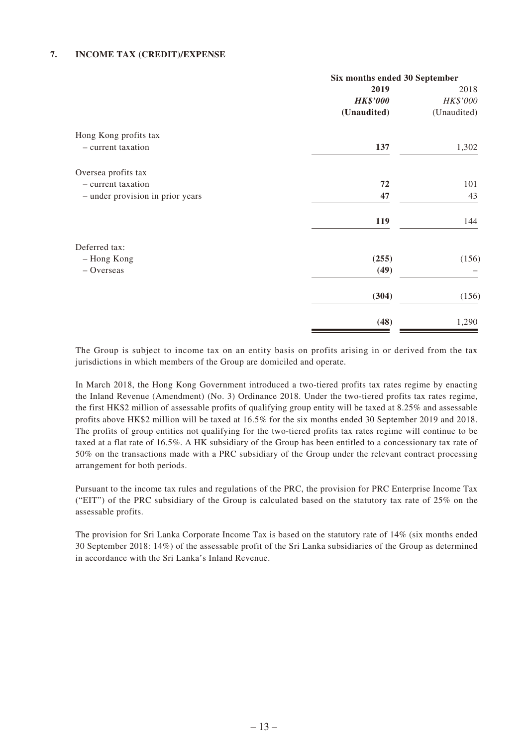## 7. INCOME TAX (CREDIT)/EXPENSE

| | Six months ended 30 September | |
|---|---|---|
| | **2019** | 2018 |
| | ***HK$'000*** | *HK$'000* |
| | **(Unaudited)** | (Unaudited) |
| Hong Kong profits tax | | |
| – current taxation | **137** | 1,302 |
| Oversea profits tax | | |
| – current taxation | **72** | 101 |
| – under provision in prior years | **47** | 43 |
| | **119** | 144 |
| Deferred tax: | | |
| – Hong Kong | **(255)** | (156) |
| – Overseas | **(49)** | – |
| | **(304)** | (156) |
| | **(48)** | 1,290 |

The Group is subject to income tax on an entity basis on profits arising in or derived from the tax jurisdictions in which members of the Group are domiciled and operate.

In March 2018, the Hong Kong Government introduced a two-tiered profits tax rates regime by enacting the Inland Revenue (Amendment) (No. 3) Ordinance 2018. Under the two-tiered profits tax rates regime, the first HK$2 million of assessable profits of qualifying group entity will be taxed at 8.25% and assessable profits above HK$2 million will be taxed at 16.5% for the six months ended 30 September 2019 and 2018. The profits of group entities not qualifying for the two-tiered profits tax rates regime will continue to be taxed at a flat rate of 16.5%. A HK subsidiary of the Group has been entitled to a concessionary tax rate of 50% on the transactions made with a PRC subsidiary of the Group under the relevant contract processing arrangement for both periods.

Pursuant to the income tax rules and regulations of the PRC, the provision for PRC Enterprise Income Tax ("EIT") of the PRC subsidiary of the Group is calculated based on the statutory tax rate of 25% on the assessable profits.

The provision for Sri Lanka Corporate Income Tax is based on the statutory rate of 14% (six months ended 30 September 2018: 14%) of the assessable profit of the Sri Lanka subsidiaries of the Group as determined in accordance with the Sri Lanka's Inland Revenue.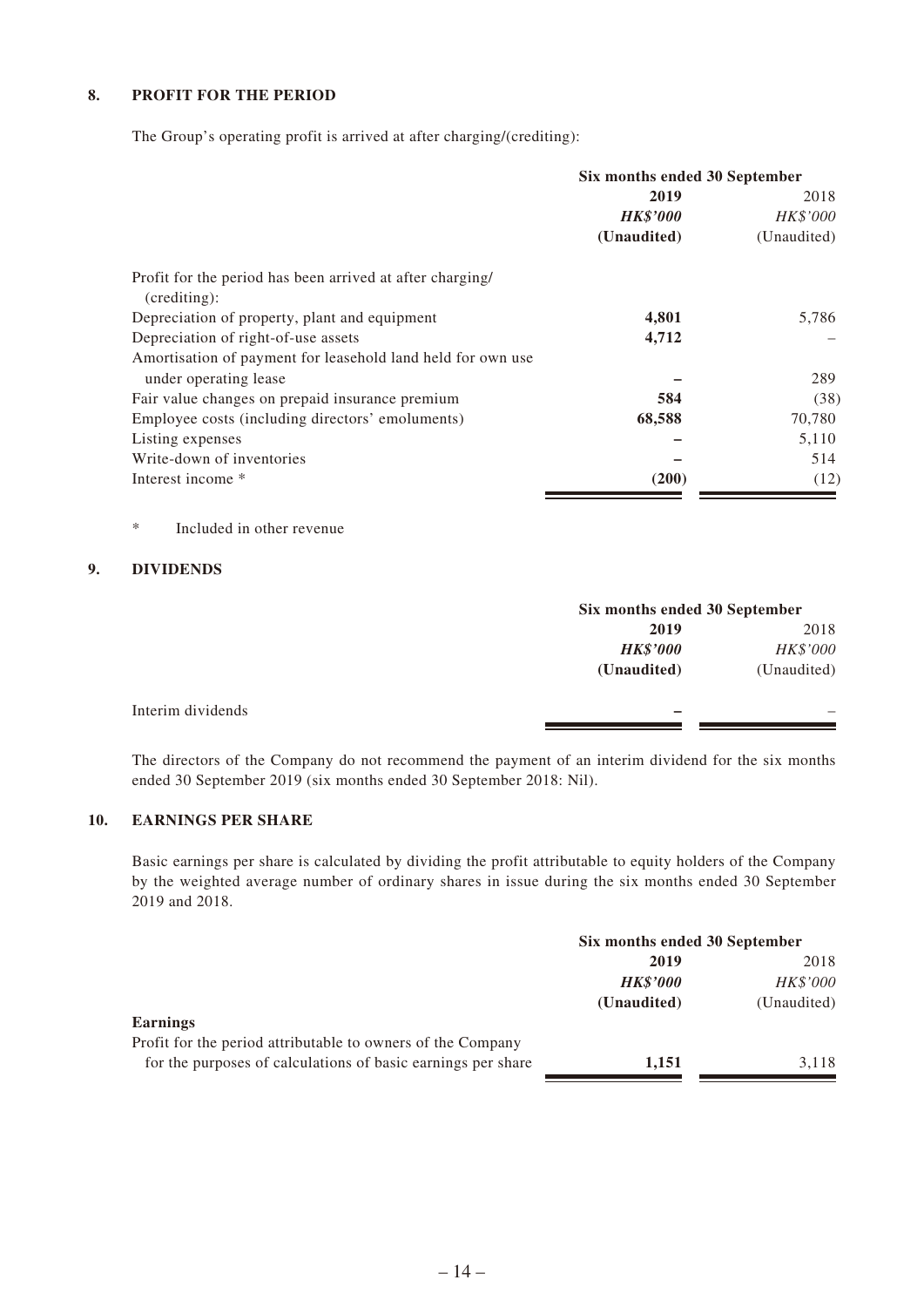## 8. PROFIT FOR THE PERIOD

The Group's operating profit is arrived at after charging/(crediting):

| | Six months ended 30 September | |
|---|---|---|
| | **2019** | 2018 |
| | ***HK$'000*** | *HK$'000* |
| | **(Unaudited)** | (Unaudited) |
| Profit for the period has been arrived at after charging/ (crediting): | | |
| Depreciation of property, plant and equipment | **4,801** | 5,786 |
| Depreciation of right-of-use assets | **4,712** | – |
| Amortisation of payment for leasehold land held for own use under operating lease | **–** | 289 |
| Fair value changes on prepaid insurance premium | **584** | (38) |
| Employee costs (including directors' emoluments) | **68,588** | 70,780 |
| Listing expenses | **–** | 5,110 |
| Write-down of inventories | **–** | 514 |
| Interest income * | **(200)** | (12) |

\* Included in other revenue

## 9. DIVIDENDS

| | Six months ended 30 September | |
|---|---|---|
| | **2019** | 2018 |
| | ***HK$'000*** | *HK$'000* |
| | **(Unaudited)** | (Unaudited) |
| Interim dividends | **–** | – |

The directors of the Company do not recommend the payment of an interim dividend for the six months ended 30 September 2019 (six months ended 30 September 2018: Nil).

## 10. EARNINGS PER SHARE

Basic earnings per share is calculated by dividing the profit attributable to equity holders of the Company by the weighted average number of ordinary shares in issue during the six months ended 30 September 2019 and 2018.

| | Six months ended 30 September | |
|---|---|---|
| | **2019** | 2018 |
| | ***HK$'000*** | *HK$'000* |
| | **(Unaudited)** | (Unaudited) |
| **Earnings** | | |
| Profit for the period attributable to owners of the Company for the purposes of calculations of basic earnings per share | **1,151** | 3,118 |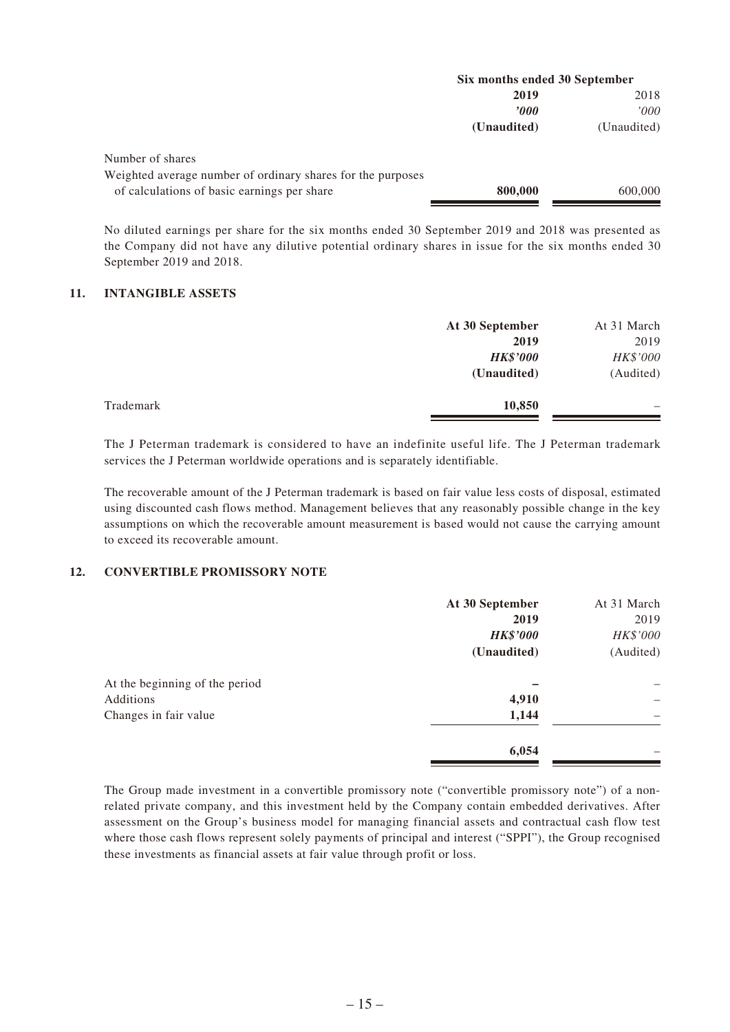| | Six months ended 30 September | |
|---|---|---|
| | **2019** | 2018 |
| | ***'000*** | *'000* |
| | **(Unaudited)** | (Unaudited) |
| Number of shares | | |
| Weighted average number of ordinary shares for the purposes of calculations of basic earnings per share | **800,000** | 600,000 |

No diluted earnings per share for the six months ended 30 September 2019 and 2018 was presented as the Company did not have any dilutive potential ordinary shares in issue for the six months ended 30 September 2019 and 2018.

## 11. INTANGIBLE ASSETS

| | At 30 September | At 31 March |
|---|---|---|
| | **2019** | 2019 |
| | ***HK$'000*** | *HK$'000* |
| | **(Unaudited)** | (Audited) |
| Trademark | **10,850** | – |

The J Peterman trademark is considered to have an indefinite useful life. The J Peterman trademark services the J Peterman worldwide operations and is separately identifiable.

The recoverable amount of the J Peterman trademark is based on fair value less costs of disposal, estimated using discounted cash flows method. Management believes that any reasonably possible change in the key assumptions on which the recoverable amount measurement is based would not cause the carrying amount to exceed its recoverable amount.

## 12. CONVERTIBLE PROMISSORY NOTE

| | At 30 September | At 31 March |
|---|---|---|
| | **2019** | 2019 |
| | ***HK$'000*** | *HK$'000* |
| | **(Unaudited)** | (Audited) |
| At the beginning of the period | **–** | – |
| Additions | **4,910** | – |
| Changes in fair value | **1,144** | – |
| | **6,054** | – |

The Group made investment in a convertible promissory note ("convertible promissory note") of a non-related private company, and this investment held by the Company contain embedded derivatives. After assessment on the Group's business model for managing financial assets and contractual cash flow test where those cash flows represent solely payments of principal and interest ("SPPI"), the Group recognised these investments as financial assets at fair value through profit or loss.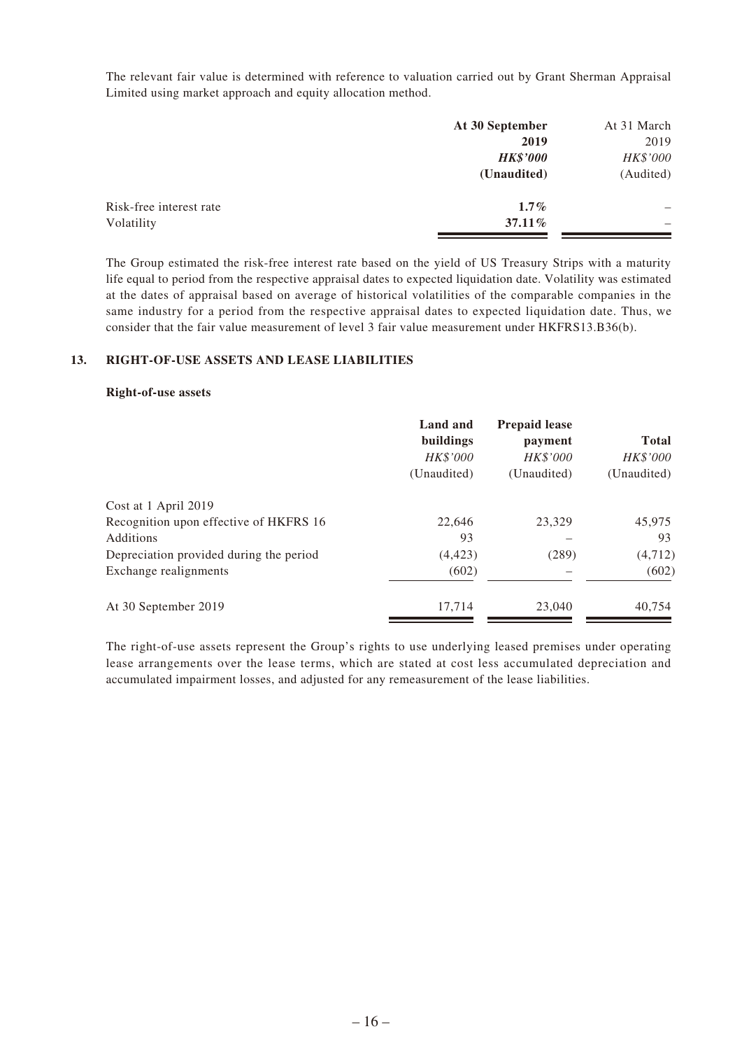The relevant fair value is determined with reference to valuation carried out by Grant Sherman Appraisal Limited using market approach and equity allocation method.

| | **At 30 September 2019** | At 31 March 2019 |
|---|---|---|
| | ***HK$'000*** | *HK$'000* |
| | **(Unaudited)** | (Audited) |
| Risk-free interest rate | **1.7%** | – |
| Volatility | **37.11%** | – |

The Group estimated the risk-free interest rate based on the yield of US Treasury Strips with a maturity life equal to period from the respective appraisal dates to expected liquidation date. Volatility was estimated at the dates of appraisal based on average of historical volatilities of the comparable companies in the same industry for a period from the respective appraisal dates to expected liquidation date. Thus, we consider that the fair value measurement of level 3 fair value measurement under HKFRS13.B36(b).

## 13. RIGHT-OF-USE ASSETS AND LEASE LIABILITIES

### Right-of-use assets

| | **Land and buildings** | **Prepaid lease payment** | **Total** |
|---|---|---|---|
| | *HK$'000* | *HK$'000* | *HK$'000* |
| | (Unaudited) | (Unaudited) | (Unaudited) |
| Cost at 1 April 2019 | | | |
| Recognition upon effective of HKFRS 16 | 22,646 | 23,329 | 45,975 |
| Additions | 93 | – | 93 |
| Depreciation provided during the period | (4,423) | (289) | (4,712) |
| Exchange realignments | (602) | – | (602) |
| At 30 September 2019 | 17,714 | 23,040 | 40,754 |

The right-of-use assets represent the Group's rights to use underlying leased premises under operating lease arrangements over the lease terms, which are stated at cost less accumulated depreciation and accumulated impairment losses, and adjusted for any remeasurement of the lease liabilities.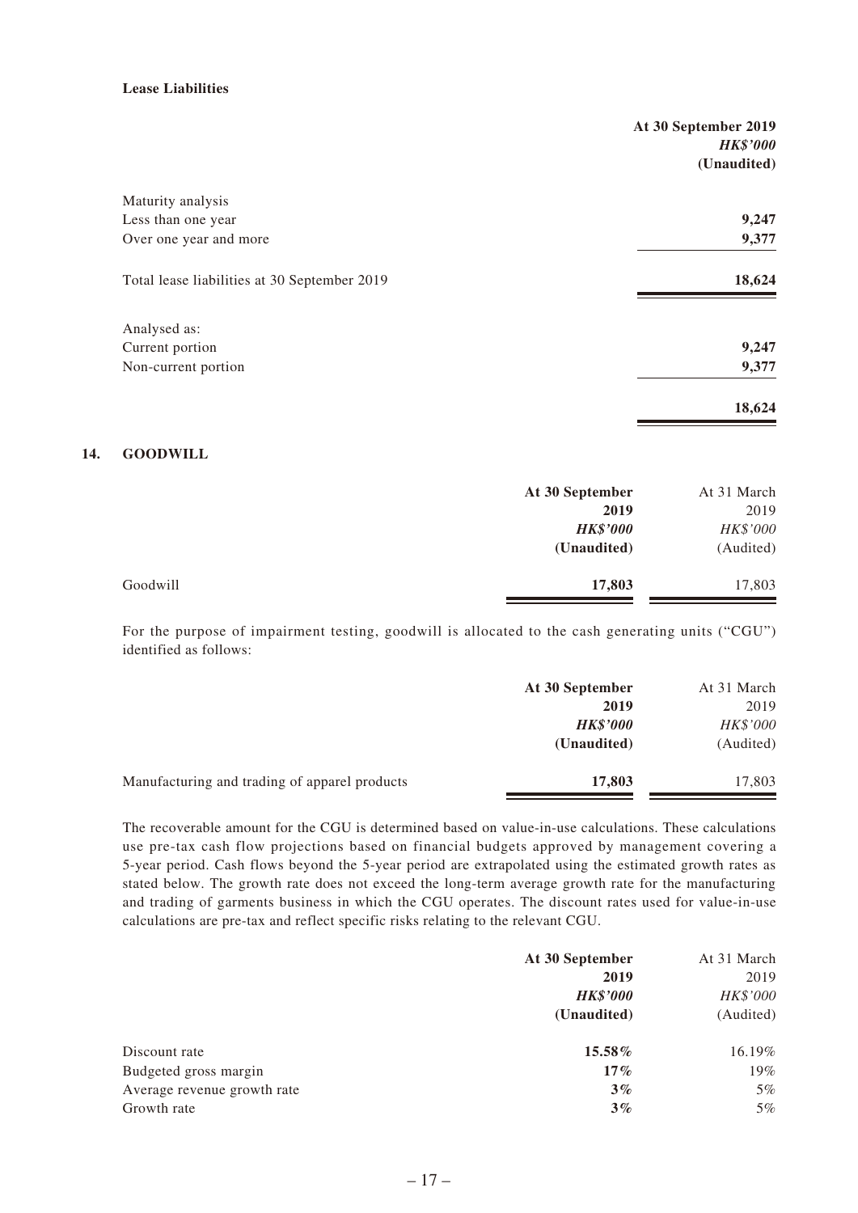**Lease Liabilities**

| | At 30 September 2019<br>*HK$'000*<br>(Unaudited) |
|---|---|
| Maturity analysis | |
| Less than one year | **9,247** |
| Over one year and more | **9,377** |
| Total lease liabilities at 30 September 2019 | **18,624** |
| Analysed as: | |
| Current portion | **9,247** |
| Non-current portion | **9,377** |
| | **18,624** |

## 14. GOODWILL

| | At 30 September 2019<br>*HK$'000*<br>(Unaudited) | At 31 March 2019<br>*HK$'000*<br>(Audited) |
|---|---|---|
| Goodwill | **17,803** | 17,803 |

For the purpose of impairment testing, goodwill is allocated to the cash generating units ("CGU") identified as follows:

| | At 30 September 2019<br>*HK$'000*<br>(Unaudited) | At 31 March 2019<br>*HK$'000*<br>(Audited) |
|---|---|---|
| Manufacturing and trading of apparel products | **17,803** | 17,803 |

The recoverable amount for the CGU is determined based on value-in-use calculations. These calculations use pre-tax cash flow projections based on financial budgets approved by management covering a 5-year period. Cash flows beyond the 5-year period are extrapolated using the estimated growth rates as stated below. The growth rate does not exceed the long-term average growth rate for the manufacturing and trading of garments business in which the CGU operates. The discount rates used for value-in-use calculations are pre-tax and reflect specific risks relating to the relevant CGU.

| | At 30 September 2019<br>*HK$'000*<br>(Unaudited) | At 31 March 2019<br>*HK$'000*<br>(Audited) |
|---|---|---|
| Discount rate | **15.58%** | 16.19% |
| Budgeted gross margin | **17%** | 19% |
| Average revenue growth rate | **3%** | 5% |
| Growth rate | **3%** | 5% |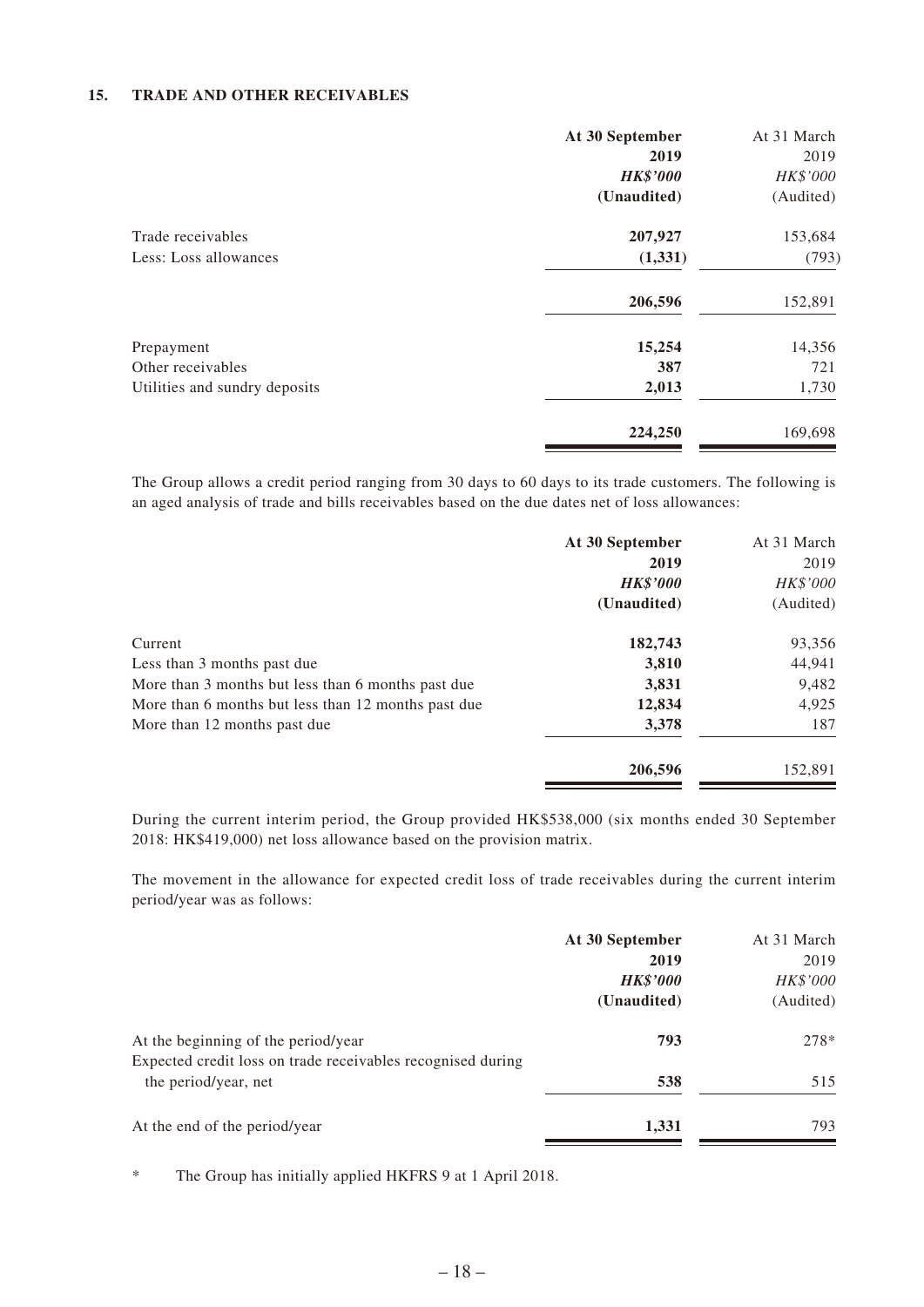## 15. TRADE AND OTHER RECEIVABLES

| | **At 30 September 2019** | At 31 March 2019 |
|---|---|---|
| | ***HK$'000*** | *HK$'000* |
| | **(Unaudited)** | (Audited) |
| Trade receivables | **207,927** | 153,684 |
| Less: Loss allowances | **(1,331)** | (793) |
| | **206,596** | 152,891 |
| Prepayment | **15,254** | 14,356 |
| Other receivables | **387** | 721 |
| Utilities and sundry deposits | **2,013** | 1,730 |
| | **224,250** | 169,698 |

The Group allows a credit period ranging from 30 days to 60 days to its trade customers. The following is an aged analysis of trade and bills receivables based on the due dates net of loss allowances:

| | **At 30 September 2019** | At 31 March 2019 |
|---|---|---|
| | ***HK$'000*** | *HK$'000* |
| | **(Unaudited)** | (Audited) |
| Current | **182,743** | 93,356 |
| Less than 3 months past due | **3,810** | 44,941 |
| More than 3 months but less than 6 months past due | **3,831** | 9,482 |
| More than 6 months but less than 12 months past due | **12,834** | 4,925 |
| More than 12 months past due | **3,378** | 187 |
| | **206,596** | 152,891 |

During the current interim period, the Group provided HK$538,000 (six months ended 30 September 2018: HK$419,000) net loss allowance based on the provision matrix.

The movement in the allowance for expected credit loss of trade receivables during the current interim period/year was as follows:

| | **At 30 September 2019** | At 31 March 2019 |
|---|---|---|
| | ***HK$'000*** | *HK$'000* |
| | **(Unaudited)** | (Audited) |
| At the beginning of the period/year | **793** | 278* |
| Expected credit loss on trade receivables recognised during the period/year, net | **538** | 515 |
| At the end of the period/year | **1,331** | 793 |

\* The Group has initially applied HKFRS 9 at 1 April 2018.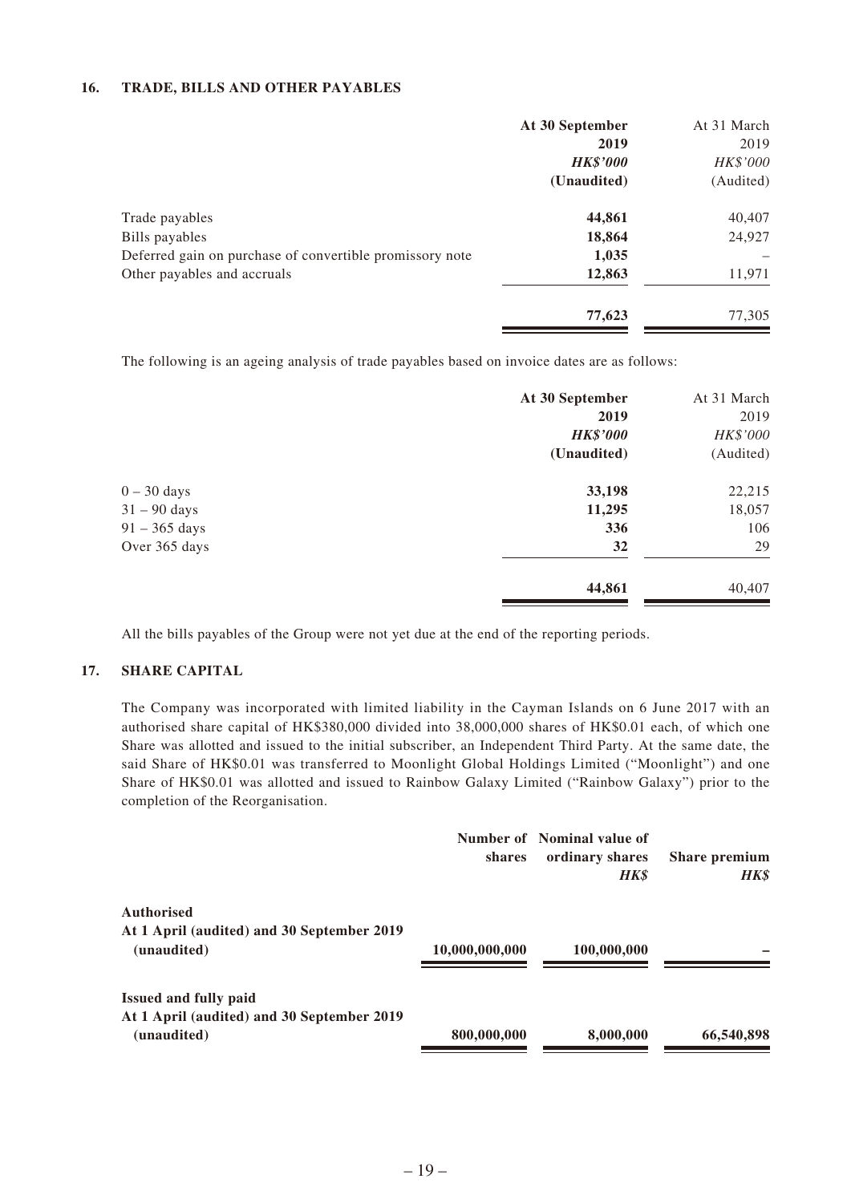### 16. TRADE, BILLS AND OTHER PAYABLES

| | At 30 September 2019 HK$'000 (Unaudited) | At 31 March 2019 HK$'000 (Audited) |
|---|---|---|
| Trade payables | **44,861** | 40,407 |
| Bills payables | **18,864** | 24,927 |
| Deferred gain on purchase of convertible promissory note | **1,035** | – |
| Other payables and accruals | **12,863** | 11,971 |
| | **77,623** | 77,305 |

The following is an ageing analysis of trade payables based on invoice dates are as follows:

| | At 30 September 2019 HK$'000 (Unaudited) | At 31 March 2019 HK$'000 (Audited) |
|---|---|---|
| 0 – 30 days | **33,198** | 22,215 |
| 31 – 90 days | **11,295** | 18,057 |
| 91 – 365 days | **336** | 106 |
| Over 365 days | **32** | 29 |
| | **44,861** | 40,407 |

All the bills payables of the Group were not yet due at the end of the reporting periods.

### 17. SHARE CAPITAL

The Company was incorporated with limited liability in the Cayman Islands on 6 June 2017 with an authorised share capital of HK$380,000 divided into 38,000,000 shares of HK$0.01 each, of which one Share was allotted and issued to the initial subscriber, an Independent Third Party. At the same date, the said Share of HK$0.01 was transferred to Moonlight Global Holdings Limited ("Moonlight") and one Share of HK$0.01 was allotted and issued to Rainbow Galaxy Limited ("Rainbow Galaxy") prior to the completion of the Reorganisation.

| | Number of shares | Nominal value of ordinary shares HK$ | Share premium HK$ |
|---|---|---|---|
| **Authorised** | | | |
| **At 1 April (audited) and 30 September 2019 (unaudited)** | **10,000,000,000** | **100,000,000** | **–** |
| **Issued and fully paid** | | | |
| **At 1 April (audited) and 30 September 2019 (unaudited)** | **800,000,000** | **8,000,000** | **66,540,898** |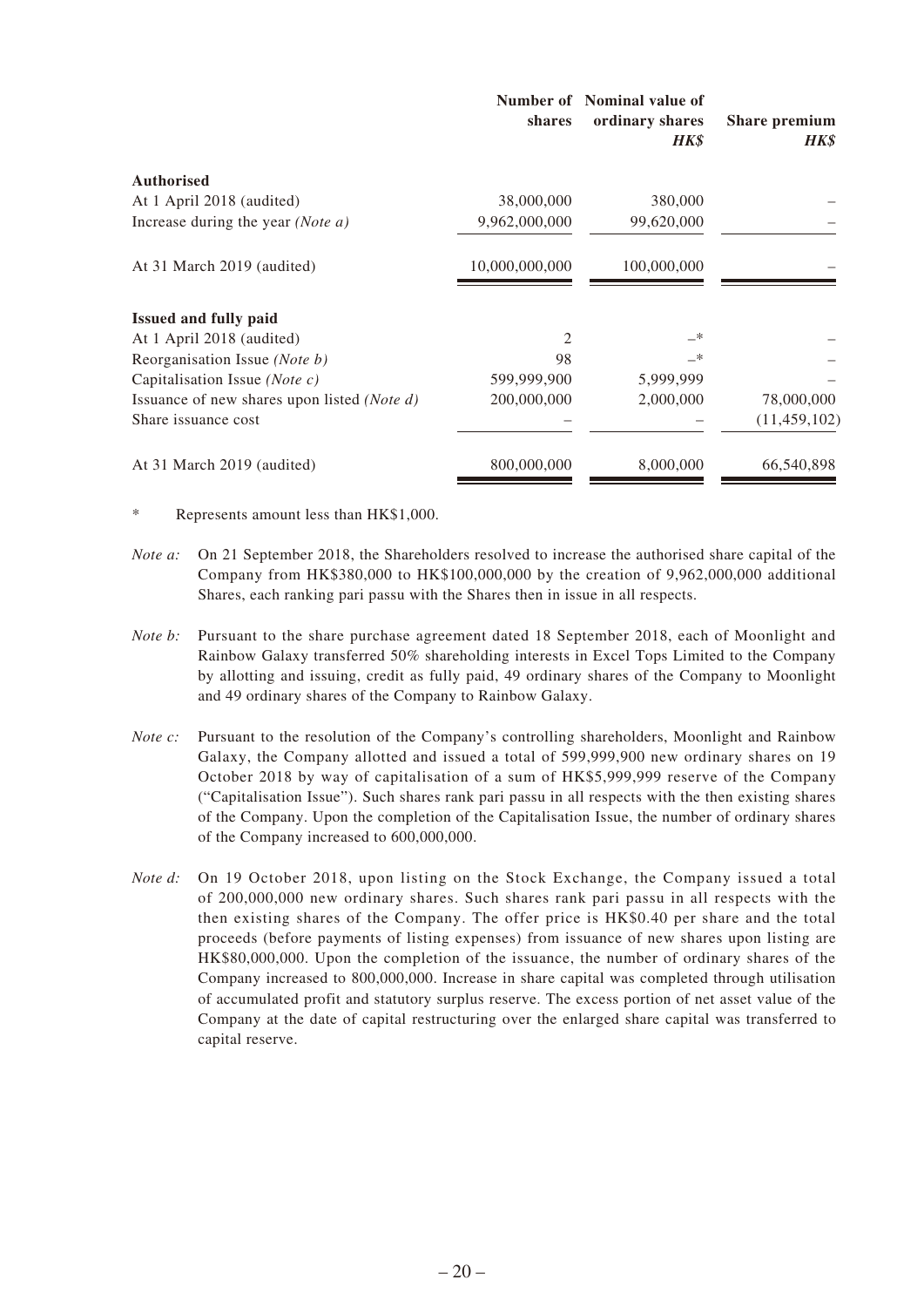| | Number of shares | Nominal value of ordinary shares HK$ | Share premium HK$ |
|---|---|---|---|
| **Authorised** | | | |
| At 1 April 2018 (audited) | 38,000,000 | 380,000 | – |
| Increase during the year *(Note a)* | 9,962,000,000 | 99,620,000 | – |
| At 31 March 2019 (audited) | 10,000,000,000 | 100,000,000 | – |
| **Issued and fully paid** | | | |
| At 1 April 2018 (audited) | 2 | –* | – |
| Reorganisation Issue *(Note b)* | 98 | –* | – |
| Capitalisation Issue *(Note c)* | 599,999,900 | 5,999,999 | – |
| Issuance of new shares upon listed *(Note d)* | 200,000,000 | 2,000,000 | 78,000,000 |
| Share issuance cost | – | – | (11,459,102) |
| At 31 March 2019 (audited) | 800,000,000 | 8,000,000 | 66,540,898 |

\* Represents amount less than HK$1,000.

*Note a:* On 21 September 2018, the Shareholders resolved to increase the authorised share capital of the Company from HK$380,000 to HK$100,000,000 by the creation of 9,962,000,000 additional Shares, each ranking pari passu with the Shares then in issue in all respects.

*Note b:* Pursuant to the share purchase agreement dated 18 September 2018, each of Moonlight and Rainbow Galaxy transferred 50% shareholding interests in Excel Tops Limited to the Company by allotting and issuing, credit as fully paid, 49 ordinary shares of the Company to Moonlight and 49 ordinary shares of the Company to Rainbow Galaxy.

*Note c:* Pursuant to the resolution of the Company's controlling shareholders, Moonlight and Rainbow Galaxy, the Company allotted and issued a total of 599,999,900 new ordinary shares on 19 October 2018 by way of capitalisation of a sum of HK$5,999,999 reserve of the Company ("Capitalisation Issue"). Such shares rank pari passu in all respects with the then existing shares of the Company. Upon the completion of the Capitalisation Issue, the number of ordinary shares of the Company increased to 600,000,000.

*Note d:* On 19 October 2018, upon listing on the Stock Exchange, the Company issued a total of 200,000,000 new ordinary shares. Such shares rank pari passu in all respects with the then existing shares of the Company. The offer price is HK$0.40 per share and the total proceeds (before payments of listing expenses) from issuance of new shares upon listing are HK$80,000,000. Upon the completion of the issuance, the number of ordinary shares of the Company increased to 800,000,000. Increase in share capital was completed through utilisation of accumulated profit and statutory surplus reserve. The excess portion of net asset value of the Company at the date of capital restructuring over the enlarged share capital was transferred to capital reserve.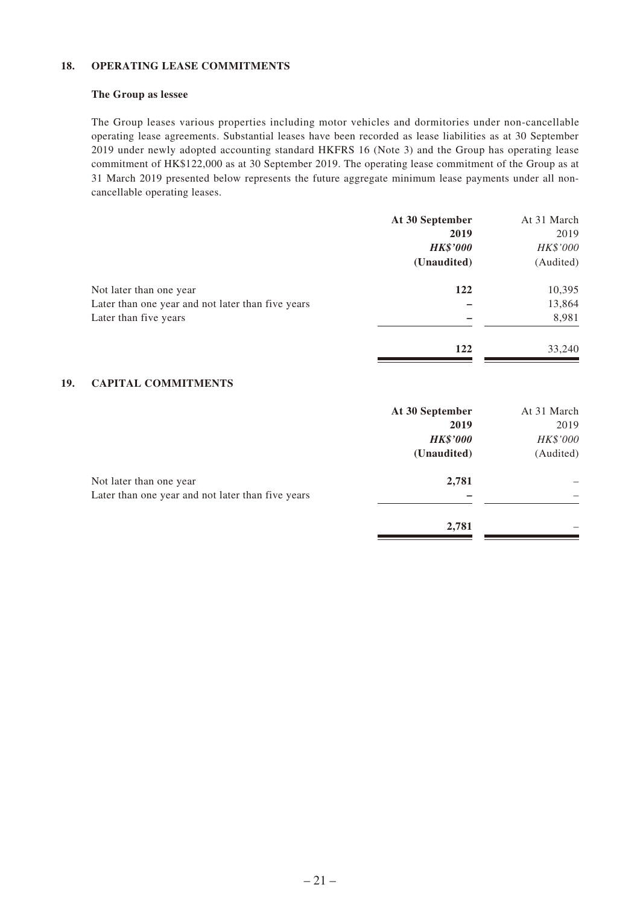## 18. OPERATING LEASE COMMITMENTS

### The Group as lessee

The Group leases various properties including motor vehicles and dormitories under non-cancellable operating lease agreements. Substantial leases have been recorded as lease liabilities as at 30 September 2019 under newly adopted accounting standard HKFRS 16 (Note 3) and the Group has operating lease commitment of HK$122,000 as at 30 September 2019. The operating lease commitment of the Group as at 31 March 2019 presented below represents the future aggregate minimum lease payments under all non-cancellable operating leases.

| | **At 30 September 2019** | At 31 March 2019 |
|---|---|---|
| | ***HK$'000*** | *HK$'000* |
| | **(Unaudited)** | (Audited) |
| Not later than one year | **122** | 10,395 |
| Later than one year and not later than five years | **–** | 13,864 |
| Later than five years | **–** | 8,981 |
| | **122** | 33,240 |

## 19. CAPITAL COMMITMENTS

| | **At 30 September 2019** | At 31 March 2019 |
|---|---|---|
| | ***HK$'000*** | *HK$'000* |
| | **(Unaudited)** | (Audited) |
| Not later than one year | **2,781** | – |
| Later than one year and not later than five years | **–** | – |
| | **2,781** | – |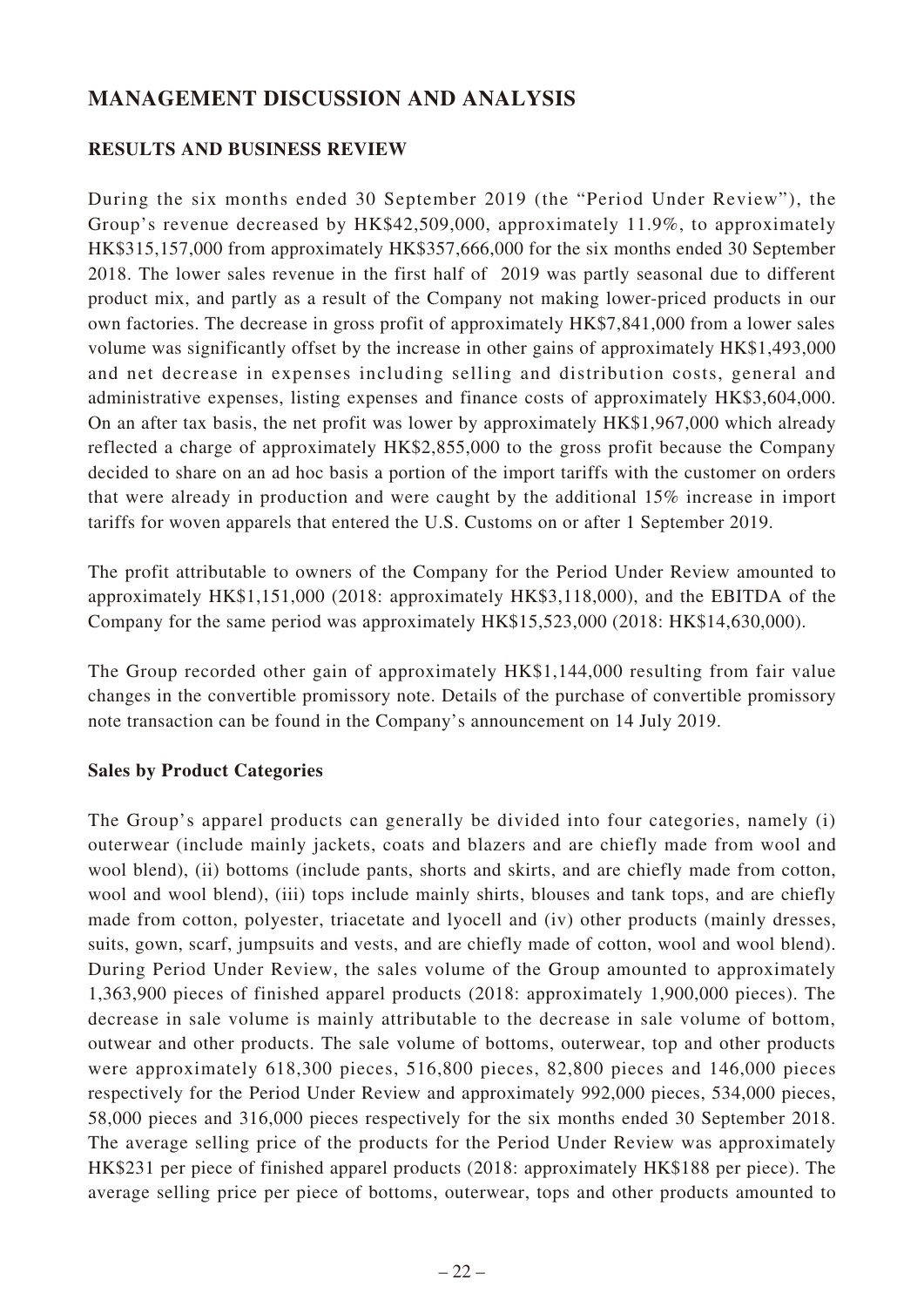# MANAGEMENT DISCUSSION AND ANALYSIS

## RESULTS AND BUSINESS REVIEW

During the six months ended 30 September 2019 (the "Period Under Review"), the Group's revenue decreased by HK$42,509,000, approximately 11.9%, to approximately HK$315,157,000 from approximately HK$357,666,000 for the six months ended 30 September 2018. The lower sales revenue in the first half of 2019 was partly seasonal due to different product mix, and partly as a result of the Company not making lower-priced products in our own factories. The decrease in gross profit of approximately HK$7,841,000 from a lower sales volume was significantly offset by the increase in other gains of approximately HK$1,493,000 and net decrease in expenses including selling and distribution costs, general and administrative expenses, listing expenses and finance costs of approximately HK$3,604,000. On an after tax basis, the net profit was lower by approximately HK$1,967,000 which already reflected a charge of approximately HK$2,855,000 to the gross profit because the Company decided to share on an ad hoc basis a portion of the import tariffs with the customer on orders that were already in production and were caught by the additional 15% increase in import tariffs for woven apparels that entered the U.S. Customs on or after 1 September 2019.

The profit attributable to owners of the Company for the Period Under Review amounted to approximately HK$1,151,000 (2018: approximately HK$3,118,000), and the EBITDA of the Company for the same period was approximately HK$15,523,000 (2018: HK$14,630,000).

The Group recorded other gain of approximately HK$1,144,000 resulting from fair value changes in the convertible promissory note. Details of the purchase of convertible promissory note transaction can be found in the Company's announcement on 14 July 2019.

### Sales by Product Categories

The Group's apparel products can generally be divided into four categories, namely (i) outerwear (include mainly jackets, coats and blazers and are chiefly made from wool and wool blend), (ii) bottoms (include pants, shorts and skirts, and are chiefly made from cotton, wool and wool blend), (iii) tops include mainly shirts, blouses and tank tops, and are chiefly made from cotton, polyester, triacetate and lyocell and (iv) other products (mainly dresses, suits, gown, scarf, jumpsuits and vests, and are chiefly made of cotton, wool and wool blend). During Period Under Review, the sales volume of the Group amounted to approximately 1,363,900 pieces of finished apparel products (2018: approximately 1,900,000 pieces). The decrease in sale volume is mainly attributable to the decrease in sale volume of bottom, outwear and other products. The sale volume of bottoms, outerwear, top and other products were approximately 618,300 pieces, 516,800 pieces, 82,800 pieces and 146,000 pieces respectively for the Period Under Review and approximately 992,000 pieces, 534,000 pieces, 58,000 pieces and 316,000 pieces respectively for the six months ended 30 September 2018. The average selling price of the products for the Period Under Review was approximately HK$231 per piece of finished apparel products (2018: approximately HK$188 per piece). The average selling price per piece of bottoms, outerwear, tops and other products amounted to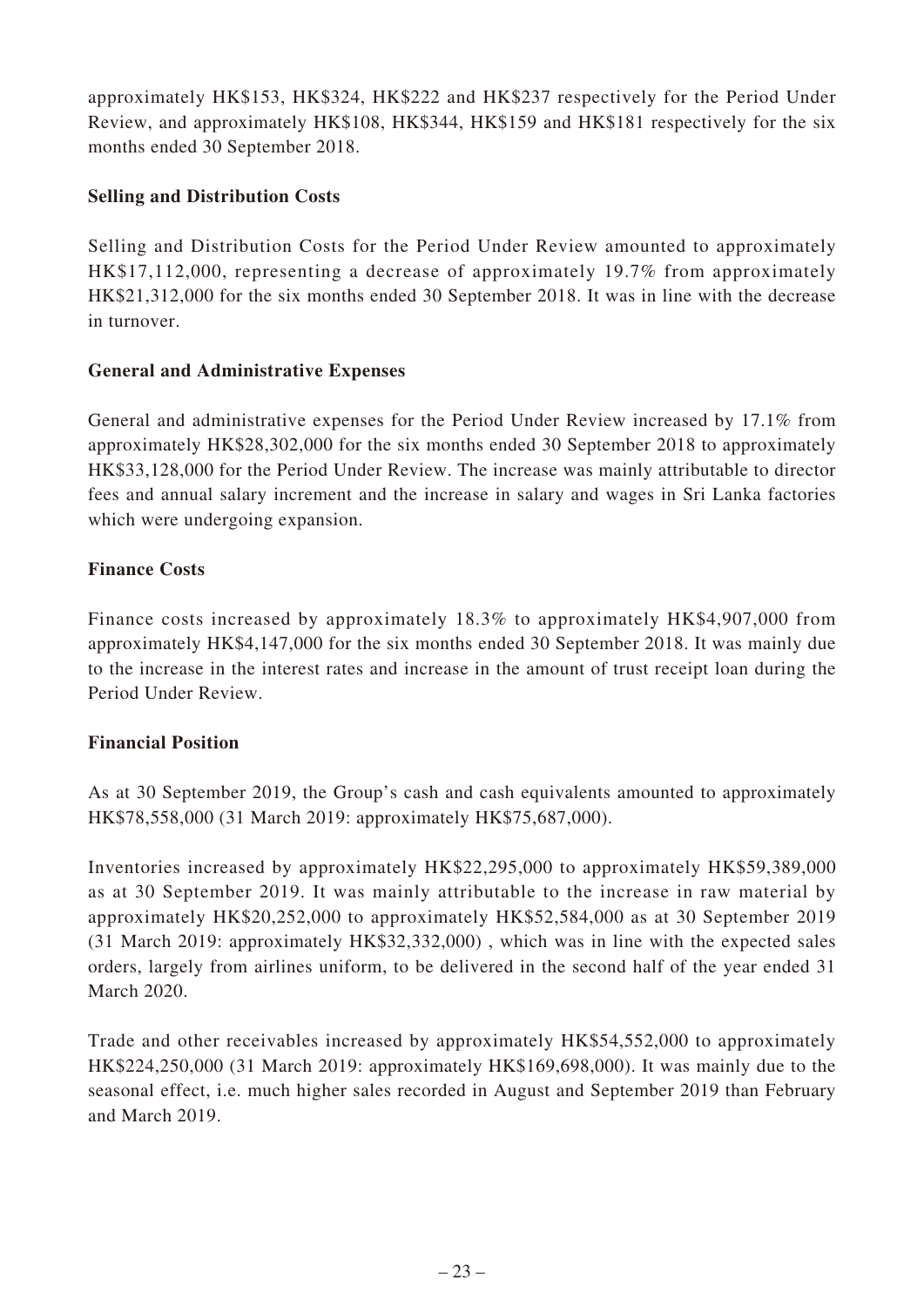approximately HK$153, HK$324, HK$222 and HK$237 respectively for the Period Under Review, and approximately HK$108, HK$344, HK$159 and HK$181 respectively for the six months ended 30 September 2018.

**Selling and Distribution Costs**

Selling and Distribution Costs for the Period Under Review amounted to approximately HK$17,112,000, representing a decrease of approximately 19.7% from approximately HK$21,312,000 for the six months ended 30 September 2018. It was in line with the decrease in turnover.

**General and Administrative Expenses**

General and administrative expenses for the Period Under Review increased by 17.1% from approximately HK$28,302,000 for the six months ended 30 September 2018 to approximately HK$33,128,000 for the Period Under Review. The increase was mainly attributable to director fees and annual salary increment and the increase in salary and wages in Sri Lanka factories which were undergoing expansion.

**Finance Costs**

Finance costs increased by approximately 18.3% to approximately HK$4,907,000 from approximately HK$4,147,000 for the six months ended 30 September 2018. It was mainly due to the increase in the interest rates and increase in the amount of trust receipt loan during the Period Under Review.

**Financial Position**

As at 30 September 2019, the Group's cash and cash equivalents amounted to approximately HK$78,558,000 (31 March 2019: approximately HK$75,687,000).

Inventories increased by approximately HK$22,295,000 to approximately HK$59,389,000 as at 30 September 2019. It was mainly attributable to the increase in raw material by approximately HK$20,252,000 to approximately HK$52,584,000 as at 30 September 2019 (31 March 2019: approximately HK$32,332,000) , which was in line with the expected sales orders, largely from airlines uniform, to be delivered in the second half of the year ended 31 March 2020.

Trade and other receivables increased by approximately HK$54,552,000 to approximately HK$224,250,000 (31 March 2019: approximately HK$169,698,000). It was mainly due to the seasonal effect, i.e. much higher sales recorded in August and September 2019 than February and March 2019.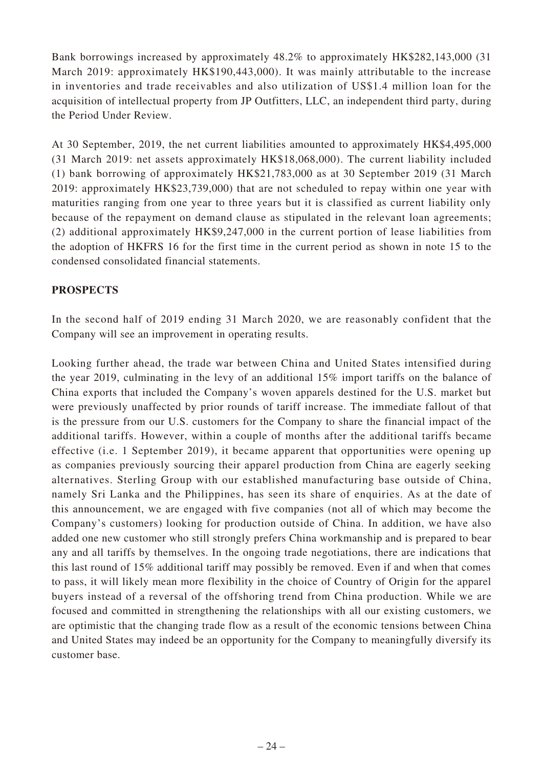Bank borrowings increased by approximately 48.2% to approximately HK$282,143,000 (31 March 2019: approximately HK$190,443,000). It was mainly attributable to the increase in inventories and trade receivables and also utilization of US$1.4 million loan for the acquisition of intellectual property from JP Outfitters, LLC, an independent third party, during the Period Under Review.

At 30 September, 2019, the net current liabilities amounted to approximately HK$4,495,000 (31 March 2019: net assets approximately HK$18,068,000). The current liability included (1) bank borrowing of approximately HK$21,783,000 as at 30 September 2019 (31 March 2019: approximately HK$23,739,000) that are not scheduled to repay within one year with maturities ranging from one year to three years but it is classified as current liability only because of the repayment on demand clause as stipulated in the relevant loan agreements; (2) additional approximately HK$9,247,000 in the current portion of lease liabilities from the adoption of HKFRS 16 for the first time in the current period as shown in note 15 to the condensed consolidated financial statements.

## PROSPECTS

In the second half of 2019 ending 31 March 2020, we are reasonably confident that the Company will see an improvement in operating results.

Looking further ahead, the trade war between China and United States intensified during the year 2019, culminating in the levy of an additional 15% import tariffs on the balance of China exports that included the Company's woven apparels destined for the U.S. market but were previously unaffected by prior rounds of tariff increase. The immediate fallout of that is the pressure from our U.S. customers for the Company to share the financial impact of the additional tariffs. However, within a couple of months after the additional tariffs became effective (i.e. 1 September 2019), it became apparent that opportunities were opening up as companies previously sourcing their apparel production from China are eagerly seeking alternatives. Sterling Group with our established manufacturing base outside of China, namely Sri Lanka and the Philippines, has seen its share of enquiries. As at the date of this announcement, we are engaged with five companies (not all of which may become the Company's customers) looking for production outside of China. In addition, we have also added one new customer who still strongly prefers China workmanship and is prepared to bear any and all tariffs by themselves. In the ongoing trade negotiations, there are indications that this last round of 15% additional tariff may possibly be removed. Even if and when that comes to pass, it will likely mean more flexibility in the choice of Country of Origin for the apparel buyers instead of a reversal of the offshoring trend from China production. While we are focused and committed in strengthening the relationships with all our existing customers, we are optimistic that the changing trade flow as a result of the economic tensions between China and United States may indeed be an opportunity for the Company to meaningfully diversify its customer base.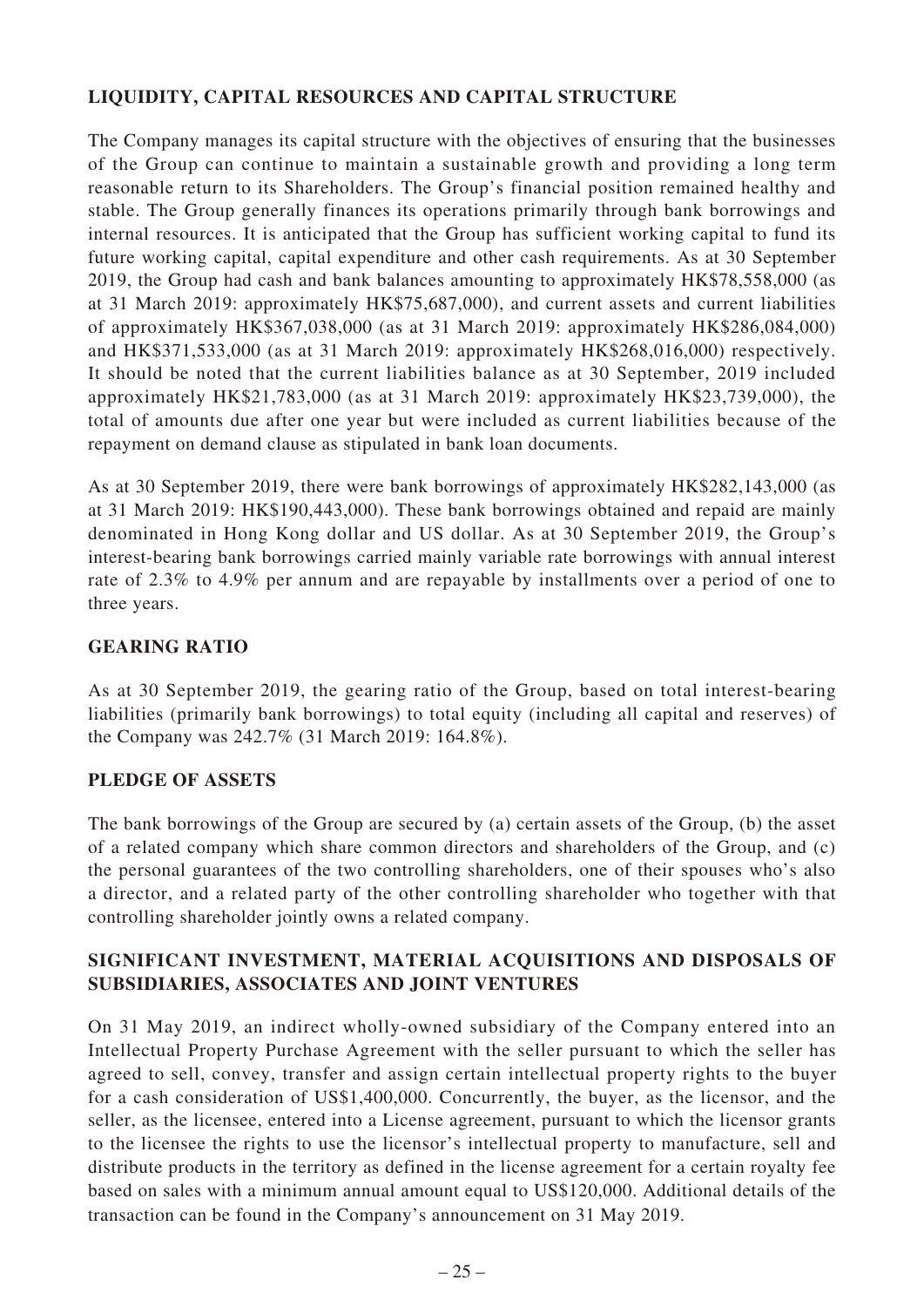## LIQUIDITY, CAPITAL RESOURCES AND CAPITAL STRUCTURE

The Company manages its capital structure with the objectives of ensuring that the businesses of the Group can continue to maintain a sustainable growth and providing a long term reasonable return to its Shareholders. The Group's financial position remained healthy and stable. The Group generally finances its operations primarily through bank borrowings and internal resources. It is anticipated that the Group has sufficient working capital to fund its future working capital, capital expenditure and other cash requirements. As at 30 September 2019, the Group had cash and bank balances amounting to approximately HK$78,558,000 (as at 31 March 2019: approximately HK$75,687,000), and current assets and current liabilities of approximately HK$367,038,000 (as at 31 March 2019: approximately HK$286,084,000) and HK$371,533,000 (as at 31 March 2019: approximately HK$268,016,000) respectively. It should be noted that the current liabilities balance as at 30 September, 2019 included approximately HK$21,783,000 (as at 31 March 2019: approximately HK$23,739,000), the total of amounts due after one year but were included as current liabilities because of the repayment on demand clause as stipulated in bank loan documents.

As at 30 September 2019, there were bank borrowings of approximately HK$282,143,000 (as at 31 March 2019: HK$190,443,000). These bank borrowings obtained and repaid are mainly denominated in Hong Kong dollar and US dollar. As at 30 September 2019, the Group's interest-bearing bank borrowings carried mainly variable rate borrowings with annual interest rate of 2.3% to 4.9% per annum and are repayable by installments over a period of one to three years.

## GEARING RATIO

As at 30 September 2019, the gearing ratio of the Group, based on total interest-bearing liabilities (primarily bank borrowings) to total equity (including all capital and reserves) of the Company was 242.7% (31 March 2019: 164.8%).

## PLEDGE OF ASSETS

The bank borrowings of the Group are secured by (a) certain assets of the Group, (b) the asset of a related company which share common directors and shareholders of the Group, and (c) the personal guarantees of the two controlling shareholders, one of their spouses who's also a director, and a related party of the other controlling shareholder who together with that controlling shareholder jointly owns a related company.

## SIGNIFICANT INVESTMENT, MATERIAL ACQUISITIONS AND DISPOSALS OF SUBSIDIARIES, ASSOCIATES AND JOINT VENTURES

On 31 May 2019, an indirect wholly-owned subsidiary of the Company entered into an Intellectual Property Purchase Agreement with the seller pursuant to which the seller has agreed to sell, convey, transfer and assign certain intellectual property rights to the buyer for a cash consideration of US$1,400,000. Concurrently, the buyer, as the licensor, and the seller, as the licensee, entered into a License agreement, pursuant to which the licensor grants to the licensee the rights to use the licensor's intellectual property to manufacture, sell and distribute products in the territory as defined in the license agreement for a certain royalty fee based on sales with a minimum annual amount equal to US$120,000. Additional details of the transaction can be found in the Company's announcement on 31 May 2019.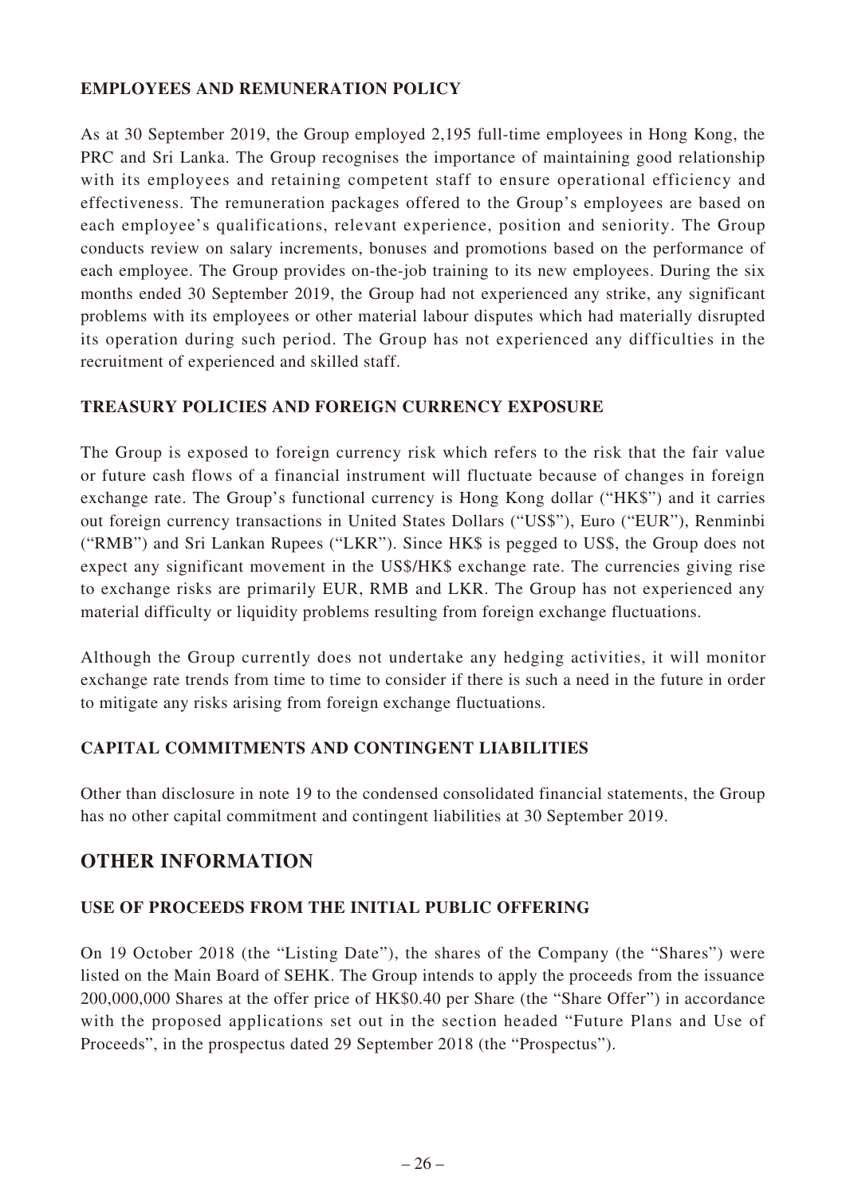### EMPLOYEES AND REMUNERATION POLICY

As at 30 September 2019, the Group employed 2,195 full-time employees in Hong Kong, the PRC and Sri Lanka. The Group recognises the importance of maintaining good relationship with its employees and retaining competent staff to ensure operational efficiency and effectiveness. The remuneration packages offered to the Group's employees are based on each employee's qualifications, relevant experience, position and seniority. The Group conducts review on salary increments, bonuses and promotions based on the performance of each employee. The Group provides on-the-job training to its new employees. During the six months ended 30 September 2019, the Group had not experienced any strike, any significant problems with its employees or other material labour disputes which had materially disrupted its operation during such period. The Group has not experienced any difficulties in the recruitment of experienced and skilled staff.

### TREASURY POLICIES AND FOREIGN CURRENCY EXPOSURE

The Group is exposed to foreign currency risk which refers to the risk that the fair value or future cash flows of a financial instrument will fluctuate because of changes in foreign exchange rate. The Group's functional currency is Hong Kong dollar ("HK$") and it carries out foreign currency transactions in United States Dollars ("US$"), Euro ("EUR"), Renminbi ("RMB") and Sri Lankan Rupees ("LKR"). Since HK$ is pegged to US$, the Group does not expect any significant movement in the US$/HK$ exchange rate. The currencies giving rise to exchange risks are primarily EUR, RMB and LKR. The Group has not experienced any material difficulty or liquidity problems resulting from foreign exchange fluctuations.

Although the Group currently does not undertake any hedging activities, it will monitor exchange rate trends from time to time to consider if there is such a need in the future in order to mitigate any risks arising from foreign exchange fluctuations.

### CAPITAL COMMITMENTS AND CONTINGENT LIABILITIES

Other than disclosure in note 19 to the condensed consolidated financial statements, the Group has no other capital commitment and contingent liabilities at 30 September 2019.

## OTHER INFORMATION

### USE OF PROCEEDS FROM THE INITIAL PUBLIC OFFERING

On 19 October 2018 (the "Listing Date"), the shares of the Company (the "Shares") were listed on the Main Board of SEHK. The Group intends to apply the proceeds from the issuance 200,000,000 Shares at the offer price of HK$0.40 per Share (the "Share Offer") in accordance with the proposed applications set out in the section headed "Future Plans and Use of Proceeds", in the prospectus dated 29 September 2018 (the "Prospectus").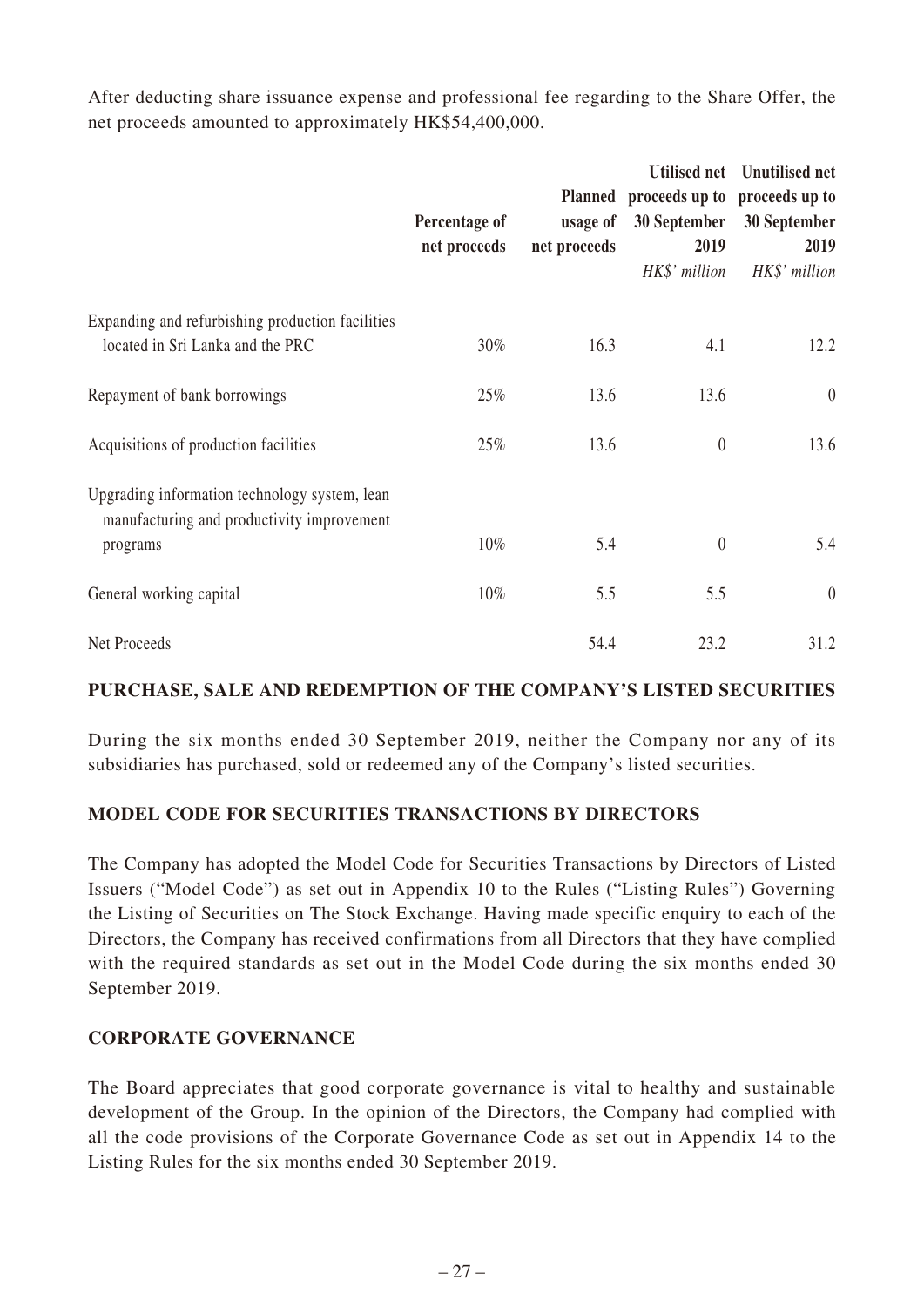After deducting share issuance expense and professional fee regarding to the Share Offer, the net proceeds amounted to approximately HK$54,400,000.

| | Percentage of net proceeds | Planned usage of net proceeds | Utilised net proceeds up to 30 September 2019 | Unutilised net proceeds up to 30 September 2019 |
|---|---|---|---|---|
| | | | *HK$' million* | *HK$' million* |
| Expanding and refurbishing production facilities located in Sri Lanka and the PRC | 30% | 16.3 | 4.1 | 12.2 |
| Repayment of bank borrowings | 25% | 13.6 | 13.6 | 0 |
| Acquisitions of production facilities | 25% | 13.6 | 0 | 13.6 |
| Upgrading information technology system, lean manufacturing and productivity improvement programs | 10% | 5.4 | 0 | 5.4 |
| General working capital | 10% | 5.5 | 5.5 | 0 |
| Net Proceeds | | 54.4 | 23.2 | 31.2 |

## PURCHASE, SALE AND REDEMPTION OF THE COMPANY'S LISTED SECURITIES

During the six months ended 30 September 2019, neither the Company nor any of its subsidiaries has purchased, sold or redeemed any of the Company's listed securities.

## MODEL CODE FOR SECURITIES TRANSACTIONS BY DIRECTORS

The Company has adopted the Model Code for Securities Transactions by Directors of Listed Issuers ("Model Code") as set out in Appendix 10 to the Rules ("Listing Rules") Governing the Listing of Securities on The Stock Exchange. Having made specific enquiry to each of the Directors, the Company has received confirmations from all Directors that they have complied with the required standards as set out in the Model Code during the six months ended 30 September 2019.

## CORPORATE GOVERNANCE

The Board appreciates that good corporate governance is vital to healthy and sustainable development of the Group. In the opinion of the Directors, the Company had complied with all the code provisions of the Corporate Governance Code as set out in Appendix 14 to the Listing Rules for the six months ended 30 September 2019.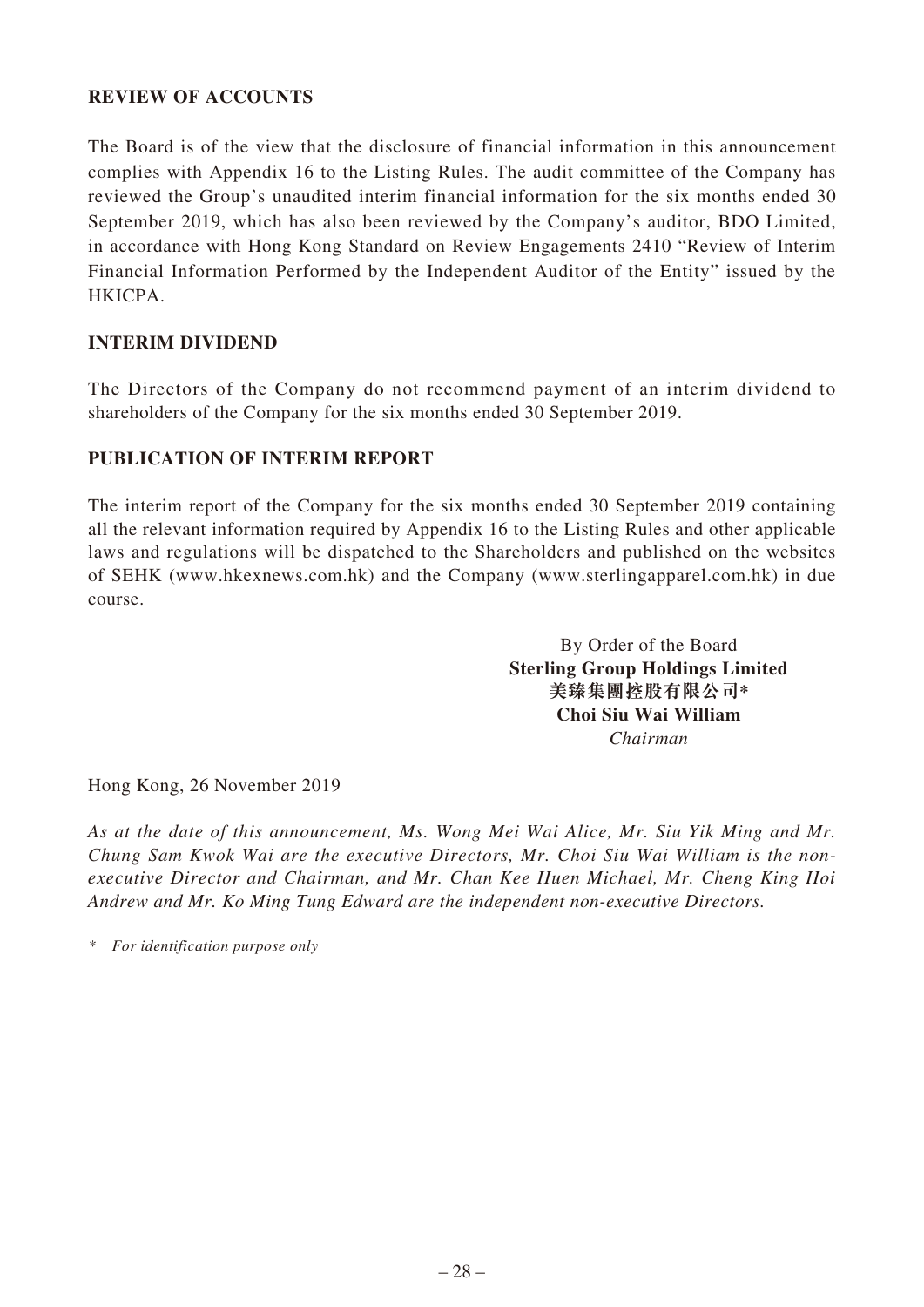## REVIEW OF ACCOUNTS

The Board is of the view that the disclosure of financial information in this announcement complies with Appendix 16 to the Listing Rules. The audit committee of the Company has reviewed the Group's unaudited interim financial information for the six months ended 30 September 2019, which has also been reviewed by the Company's auditor, BDO Limited, in accordance with Hong Kong Standard on Review Engagements 2410 "Review of Interim Financial Information Performed by the Independent Auditor of the Entity" issued by the HKICPA.

## INTERIM DIVIDEND

The Directors of the Company do not recommend payment of an interim dividend to shareholders of the Company for the six months ended 30 September 2019.

## PUBLICATION OF INTERIM REPORT

The interim report of the Company for the six months ended 30 September 2019 containing all the relevant information required by Appendix 16 to the Listing Rules and other applicable laws and regulations will be dispatched to the Shareholders and published on the websites of SEHK (www.hkexnews.com.hk) and the Company (www.sterlingapparel.com.hk) in due course.

By Order of the Board
**Sterling Group Holdings Limited**
**美臻集團控股有限公司***
**Choi Siu Wai William**
*Chairman*

Hong Kong, 26 November 2019

*As at the date of this announcement, Ms. Wong Mei Wai Alice, Mr. Siu Yik Ming and Mr. Chung Sam Kwok Wai are the executive Directors, Mr. Choi Siu Wai William is the non-executive Director and Chairman, and Mr. Chan Kee Huen Michael, Mr. Cheng King Hoi Andrew and Mr. Ko Ming Tung Edward are the independent non-executive Directors.*

\* *For identification purpose only*